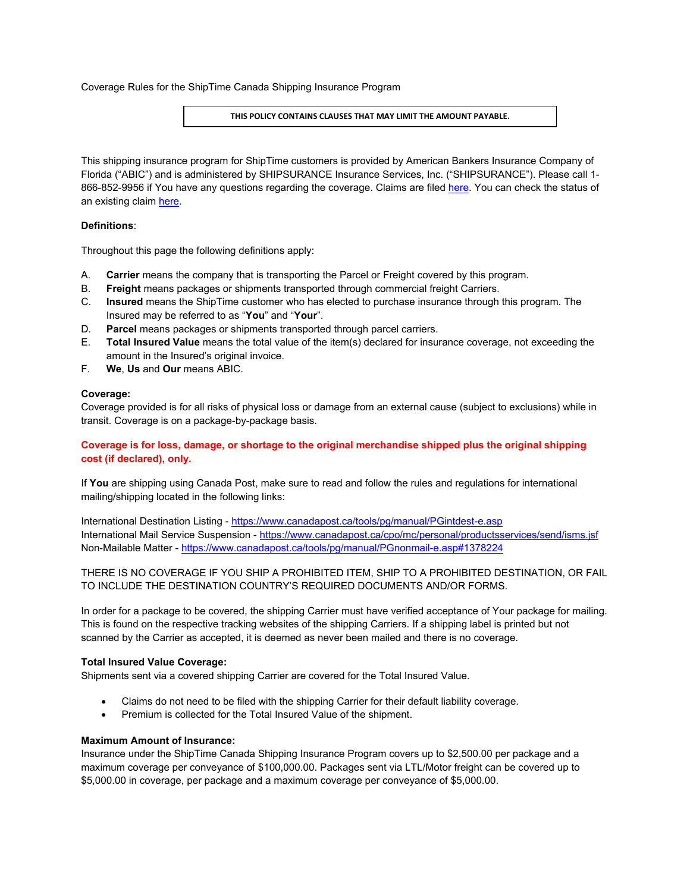Coverage Rules for the ShipTime Canada Shipping Insurance Program

**THIS POLICY CONTAINS CLAUSES THAT MAY LIMIT THE AMOUNT PAYABLE.**

This shipping insurance program for ShipTime customers is provided by American Bankers Insurance Company of Florida ("ABIC") and is administered by SHIPSURANCE Insurance Services, Inc. ("SHIPSURANCE"). Please call 1-866-852-9956 if You have any questions regarding the coverage. Claims are filed here. You can check the status of an existing claim here.

**Definitions**:

Throughout this page the following definitions apply:

A. **Carrier** means the company that is transporting the Parcel or Freight covered by this program.
B. **Freight** means packages or shipments transported through commercial freight Carriers.
C. **Insured** means the ShipTime customer who has elected to purchase insurance through this program. The Insured may be referred to as "**You**" and "**Your**".
D. **Parcel** means packages or shipments transported through parcel carriers.
E. **Total Insured Value** means the total value of the item(s) declared for insurance coverage, not exceeding the amount in the Insured's original invoice.
F. **We**, **Us** and **Our** means ABIC.

**Coverage:**
Coverage provided is for all risks of physical loss or damage from an external cause (subject to exclusions) while in transit. Coverage is on a package-by-package basis.

**Coverage is for loss, damage, or shortage to the original merchandise shipped plus the original shipping cost (if declared), only.**

If **You** are shipping using Canada Post, make sure to read and follow the rules and regulations for international mailing/shipping located in the following links:

International Destination Listing - https://www.canadapost.ca/tools/pg/manual/PGintdest-e.asp
International Mail Service Suspension - https://www.canadapost.ca/cpo/mc/personal/productsservices/send/isms.jsf
Non-Mailable Matter - https://www.canadapost.ca/tools/pg/manual/PGnonmail-e.asp#1378224

THERE IS NO COVERAGE IF YOU SHIP A PROHIBITED ITEM, SHIP TO A PROHIBITED DESTINATION, OR FAIL TO INCLUDE THE DESTINATION COUNTRY'S REQUIRED DOCUMENTS AND/OR FORMS.

In order for a package to be covered, the shipping Carrier must have verified acceptance of Your package for mailing. This is found on the respective tracking websites of the shipping Carriers. If a shipping label is printed but not scanned by the Carrier as accepted, it is deemed as never been mailed and there is no coverage.

**Total Insured Value Coverage:**
Shipments sent via a covered shipping Carrier are covered for the Total Insured Value.

- Claims do not need to be filed with the shipping Carrier for their default liability coverage.
- Premium is collected for the Total Insured Value of the shipment.

**Maximum Amount of Insurance:**
Insurance under the ShipTime Canada Shipping Insurance Program covers up to $2,500.00 per package and a maximum coverage per conveyance of $100,000.00. Packages sent via LTL/Motor freight can be covered up to $5,000.00 in coverage, per package and a maximum coverage per conveyance of $5,000.00.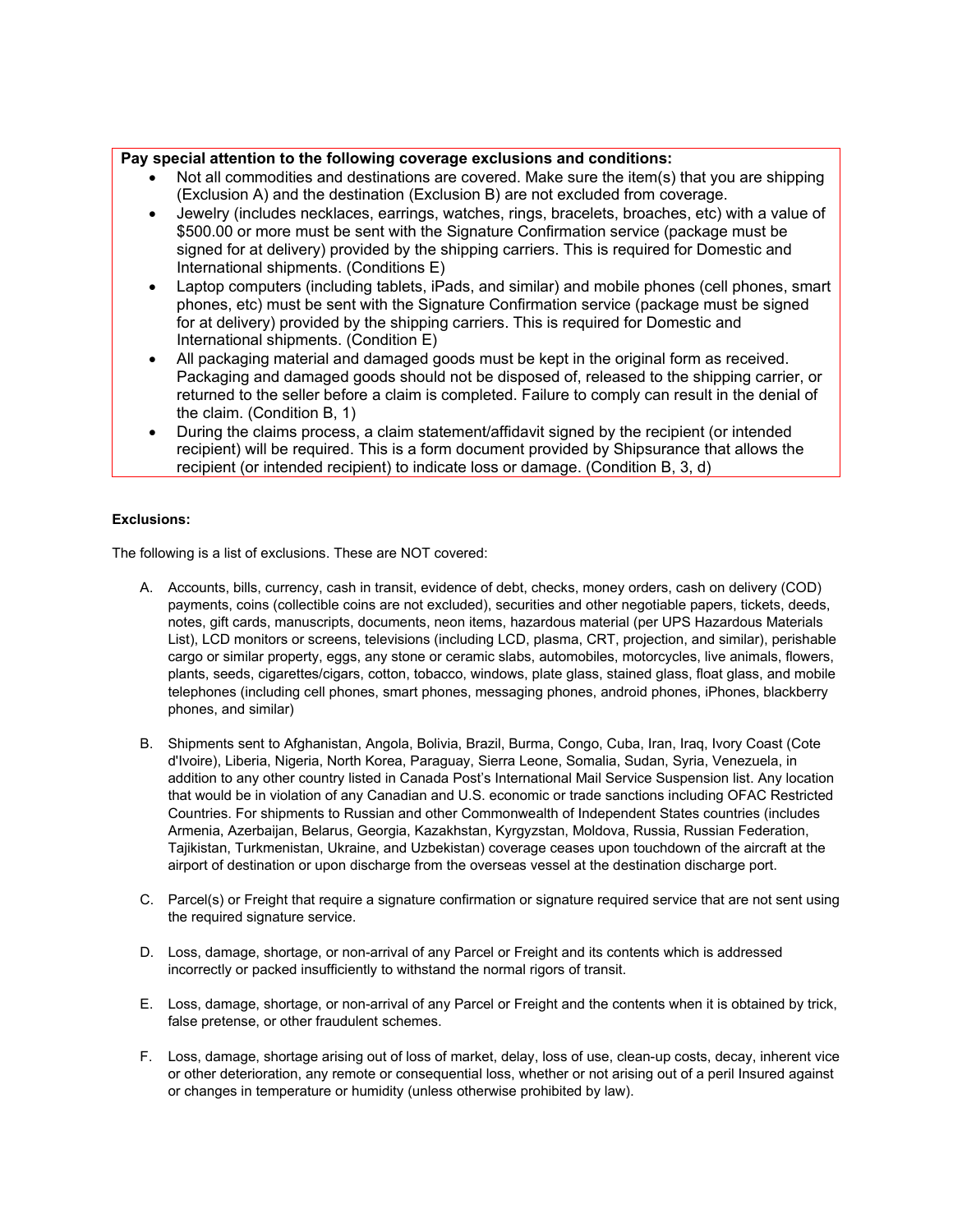**Pay special attention to the following coverage exclusions and conditions:**

- Not all commodities and destinations are covered. Make sure the item(s) that you are shipping (Exclusion A) and the destination (Exclusion B) are not excluded from coverage.
- Jewelry (includes necklaces, earrings, watches, rings, bracelets, broaches, etc) with a value of $500.00 or more must be sent with the Signature Confirmation service (package must be signed for at delivery) provided by the shipping carriers. This is required for Domestic and International shipments. (Conditions E)
- Laptop computers (including tablets, iPads, and similar) and mobile phones (cell phones, smart phones, etc) must be sent with the Signature Confirmation service (package must be signed for at delivery) provided by the shipping carriers. This is required for Domestic and International shipments. (Condition E)
- All packaging material and damaged goods must be kept in the original form as received. Packaging and damaged goods should not be disposed of, released to the shipping carrier, or returned to the seller before a claim is completed. Failure to comply can result in the denial of the claim. (Condition B, 1)
- During the claims process, a claim statement/affidavit signed by the recipient (or intended recipient) will be required. This is a form document provided by Shipsurance that allows the recipient (or intended recipient) to indicate loss or damage. (Condition B, 3, d)

**Exclusions:**

The following is a list of exclusions. These are NOT covered:

A. Accounts, bills, currency, cash in transit, evidence of debt, checks, money orders, cash on delivery (COD) payments, coins (collectible coins are not excluded), securities and other negotiable papers, tickets, deeds, notes, gift cards, manuscripts, documents, neon items, hazardous material (per UPS Hazardous Materials List), LCD monitors or screens, televisions (including LCD, plasma, CRT, projection, and similar), perishable cargo or similar property, eggs, any stone or ceramic slabs, automobiles, motorcycles, live animals, flowers, plants, seeds, cigarettes/cigars, cotton, tobacco, windows, plate glass, stained glass, float glass, and mobile telephones (including cell phones, smart phones, messaging phones, android phones, iPhones, blackberry phones, and similar)

B. Shipments sent to Afghanistan, Angola, Bolivia, Brazil, Burma, Congo, Cuba, Iran, Iraq, Ivory Coast (Cote d'Ivoire), Liberia, Nigeria, North Korea, Paraguay, Sierra Leone, Somalia, Sudan, Syria, Venezuela, in addition to any other country listed in Canada Post's International Mail Service Suspension list. Any location that would be in violation of any Canadian and U.S. economic or trade sanctions including OFAC Restricted Countries. For shipments to Russian and other Commonwealth of Independent States countries (includes Armenia, Azerbaijan, Belarus, Georgia, Kazakhstan, Kyrgyzstan, Moldova, Russia, Russian Federation, Tajikistan, Turkmenistan, Ukraine, and Uzbekistan) coverage ceases upon touchdown of the aircraft at the airport of destination or upon discharge from the overseas vessel at the destination discharge port.

C. Parcel(s) or Freight that require a signature confirmation or signature required service that are not sent using the required signature service.

D. Loss, damage, shortage, or non-arrival of any Parcel or Freight and its contents which is addressed incorrectly or packed insufficiently to withstand the normal rigors of transit.

E. Loss, damage, shortage, or non-arrival of any Parcel or Freight and the contents when it is obtained by trick, false pretense, or other fraudulent schemes.

F. Loss, damage, shortage arising out of loss of market, delay, loss of use, clean-up costs, decay, inherent vice or other deterioration, any remote or consequential loss, whether or not arising out of a peril Insured against or changes in temperature or humidity (unless otherwise prohibited by law).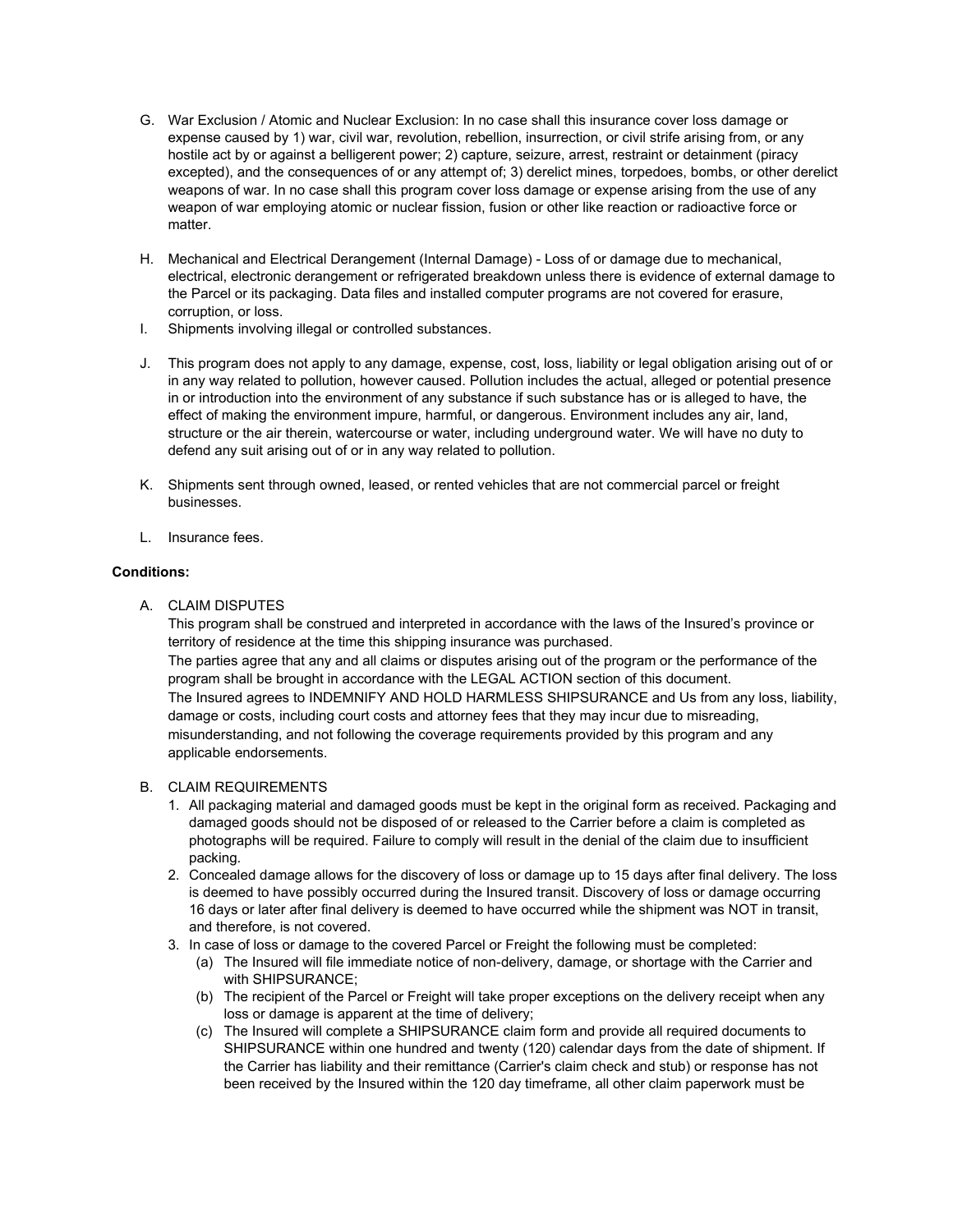G. War Exclusion / Atomic and Nuclear Exclusion: In no case shall this insurance cover loss damage or expense caused by 1) war, civil war, revolution, rebellion, insurrection, or civil strife arising from, or any hostile act by or against a belligerent power; 2) capture, seizure, arrest, restraint or detainment (piracy excepted), and the consequences of or any attempt of; 3) derelict mines, torpedoes, bombs, or other derelict weapons of war. In no case shall this program cover loss damage or expense arising from the use of any weapon of war employing atomic or nuclear fission, fusion or other like reaction or radioactive force or matter.

H. Mechanical and Electrical Derangement (Internal Damage) - Loss of or damage due to mechanical, electrical, electronic derangement or refrigerated breakdown unless there is evidence of external damage to the Parcel or its packaging. Data files and installed computer programs are not covered for erasure, corruption, or loss.

I. Shipments involving illegal or controlled substances.

J. This program does not apply to any damage, expense, cost, loss, liability or legal obligation arising out of or in any way related to pollution, however caused. Pollution includes the actual, alleged or potential presence in or introduction into the environment of any substance if such substance has or is alleged to have, the effect of making the environment impure, harmful, or dangerous. Environment includes any air, land, structure or the air therein, watercourse or water, including underground water. We will have no duty to defend any suit arising out of or in any way related to pollution.

K. Shipments sent through owned, leased, or rented vehicles that are not commercial parcel or freight businesses.

L. Insurance fees.

**Conditions:**

A. CLAIM DISPUTES

This program shall be construed and interpreted in accordance with the laws of the Insured's province or territory of residence at the time this shipping insurance was purchased.

The parties agree that any and all claims or disputes arising out of the program or the performance of the program shall be brought in accordance with the LEGAL ACTION section of this document.

The Insured agrees to INDEMNIFY AND HOLD HARMLESS SHIPSURANCE and Us from any loss, liability, damage or costs, including court costs and attorney fees that they may incur due to misreading, misunderstanding, and not following the coverage requirements provided by this program and any applicable endorsements.

B. CLAIM REQUIREMENTS

1. All packaging material and damaged goods must be kept in the original form as received. Packaging and damaged goods should not be disposed of or released to the Carrier before a claim is completed as photographs will be required. Failure to comply will result in the denial of the claim due to insufficient packing.
2. Concealed damage allows for the discovery of loss or damage up to 15 days after final delivery. The loss is deemed to have possibly occurred during the Insured transit. Discovery of loss or damage occurring 16 days or later after final delivery is deemed to have occurred while the shipment was NOT in transit, and therefore, is not covered.
3. In case of loss or damage to the covered Parcel or Freight the following must be completed:
   (a) The Insured will file immediate notice of non-delivery, damage, or shortage with the Carrier and with SHIPSURANCE;
   (b) The recipient of the Parcel or Freight will take proper exceptions on the delivery receipt when any loss or damage is apparent at the time of delivery;
   (c) The Insured will complete a SHIPSURANCE claim form and provide all required documents to SHIPSURANCE within one hundred and twenty (120) calendar days from the date of shipment. If the Carrier has liability and their remittance (Carrier's claim check and stub) or response has not been received by the Insured within the 120 day timeframe, all other claim paperwork must be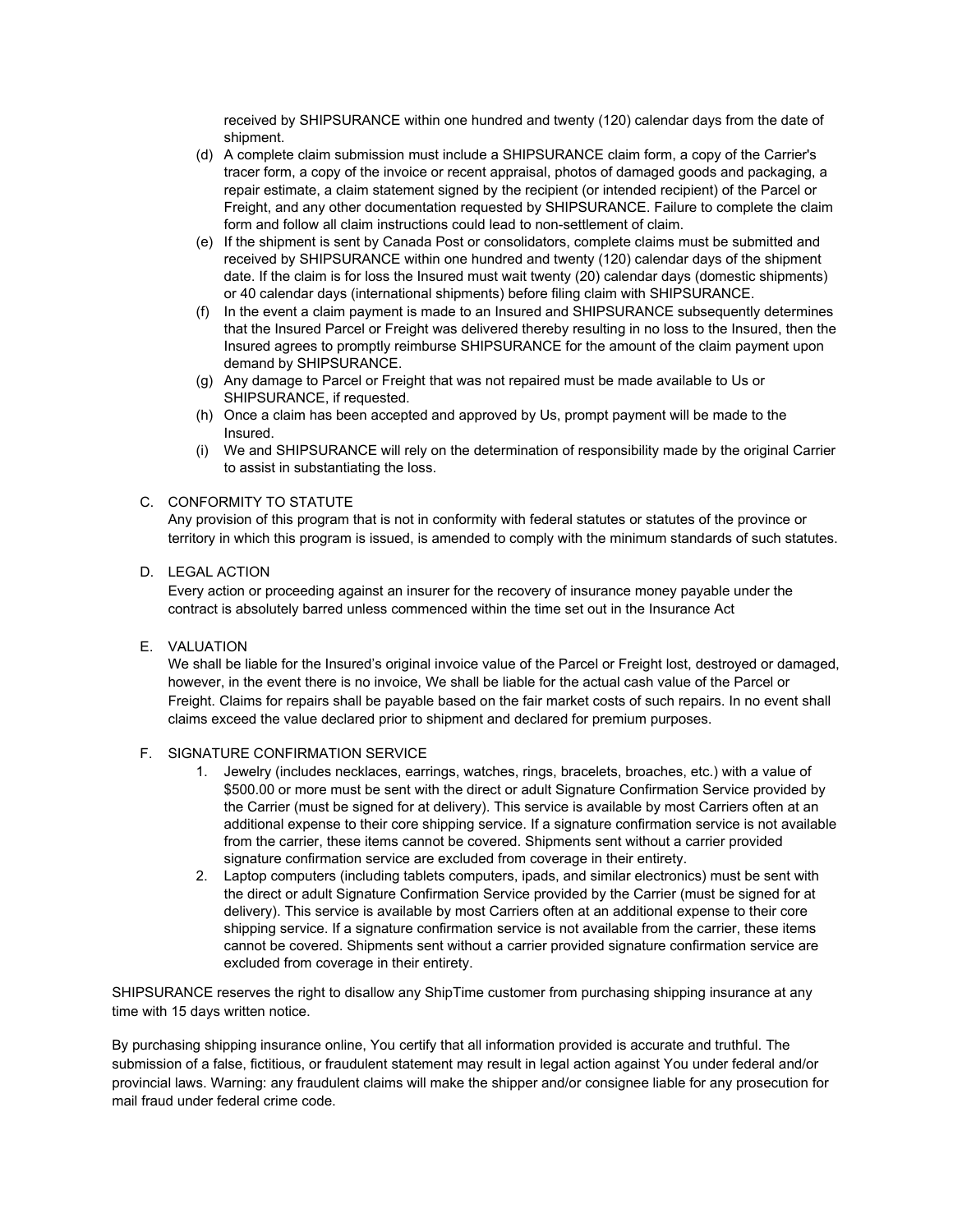received by SHIPSURANCE within one hundred and twenty (120) calendar days from the date of shipment.

(d) A complete claim submission must include a SHIPSURANCE claim form, a copy of the Carrier's tracer form, a copy of the invoice or recent appraisal, photos of damaged goods and packaging, a repair estimate, a claim statement signed by the recipient (or intended recipient) of the Parcel or Freight, and any other documentation requested by SHIPSURANCE. Failure to complete the claim form and follow all claim instructions could lead to non-settlement of claim.

(e) If the shipment is sent by Canada Post or consolidators, complete claims must be submitted and received by SHIPSURANCE within one hundred and twenty (120) calendar days of the shipment date. If the claim is for loss the Insured must wait twenty (20) calendar days (domestic shipments) or 40 calendar days (international shipments) before filing claim with SHIPSURANCE.

(f) In the event a claim payment is made to an Insured and SHIPSURANCE subsequently determines that the Insured Parcel or Freight was delivered thereby resulting in no loss to the Insured, then the Insured agrees to promptly reimburse SHIPSURANCE for the amount of the claim payment upon demand by SHIPSURANCE.

(g) Any damage to Parcel or Freight that was not repaired must be made available to Us or SHIPSURANCE, if requested.

(h) Once a claim has been accepted and approved by Us, prompt payment will be made to the Insured.

(i) We and SHIPSURANCE will rely on the determination of responsibility made by the original Carrier to assist in substantiating the loss.

C. CONFORMITY TO STATUTE

Any provision of this program that is not in conformity with federal statutes or statutes of the province or territory in which this program is issued, is amended to comply with the minimum standards of such statutes.

D. LEGAL ACTION

Every action or proceeding against an insurer for the recovery of insurance money payable under the contract is absolutely barred unless commenced within the time set out in the Insurance Act

E. VALUATION

We shall be liable for the Insured's original invoice value of the Parcel or Freight lost, destroyed or damaged, however, in the event there is no invoice, We shall be liable for the actual cash value of the Parcel or Freight. Claims for repairs shall be payable based on the fair market costs of such repairs. In no event shall claims exceed the value declared prior to shipment and declared for premium purposes.

F. SIGNATURE CONFIRMATION SERVICE

1. Jewelry (includes necklaces, earrings, watches, rings, bracelets, broaches, etc.) with a value of $500.00 or more must be sent with the direct or adult Signature Confirmation Service provided by the Carrier (must be signed for at delivery). This service is available by most Carriers often at an additional expense to their core shipping service. If a signature confirmation service is not available from the carrier, these items cannot be covered. Shipments sent without a carrier provided signature confirmation service are excluded from coverage in their entirety.
2. Laptop computers (including tablets computers, ipads, and similar electronics) must be sent with the direct or adult Signature Confirmation Service provided by the Carrier (must be signed for at delivery). This service is available by most Carriers often at an additional expense to their core shipping service. If a signature confirmation service is not available from the carrier, these items cannot be covered. Shipments sent without a carrier provided signature confirmation service are excluded from coverage in their entirety.

SHIPSURANCE reserves the right to disallow any ShipTime customer from purchasing shipping insurance at any time with 15 days written notice.

By purchasing shipping insurance online, You certify that all information provided is accurate and truthful. The submission of a false, fictitious, or fraudulent statement may result in legal action against You under federal and/or provincial laws. Warning: any fraudulent claims will make the shipper and/or consignee liable for any prosecution for mail fraud under federal crime code.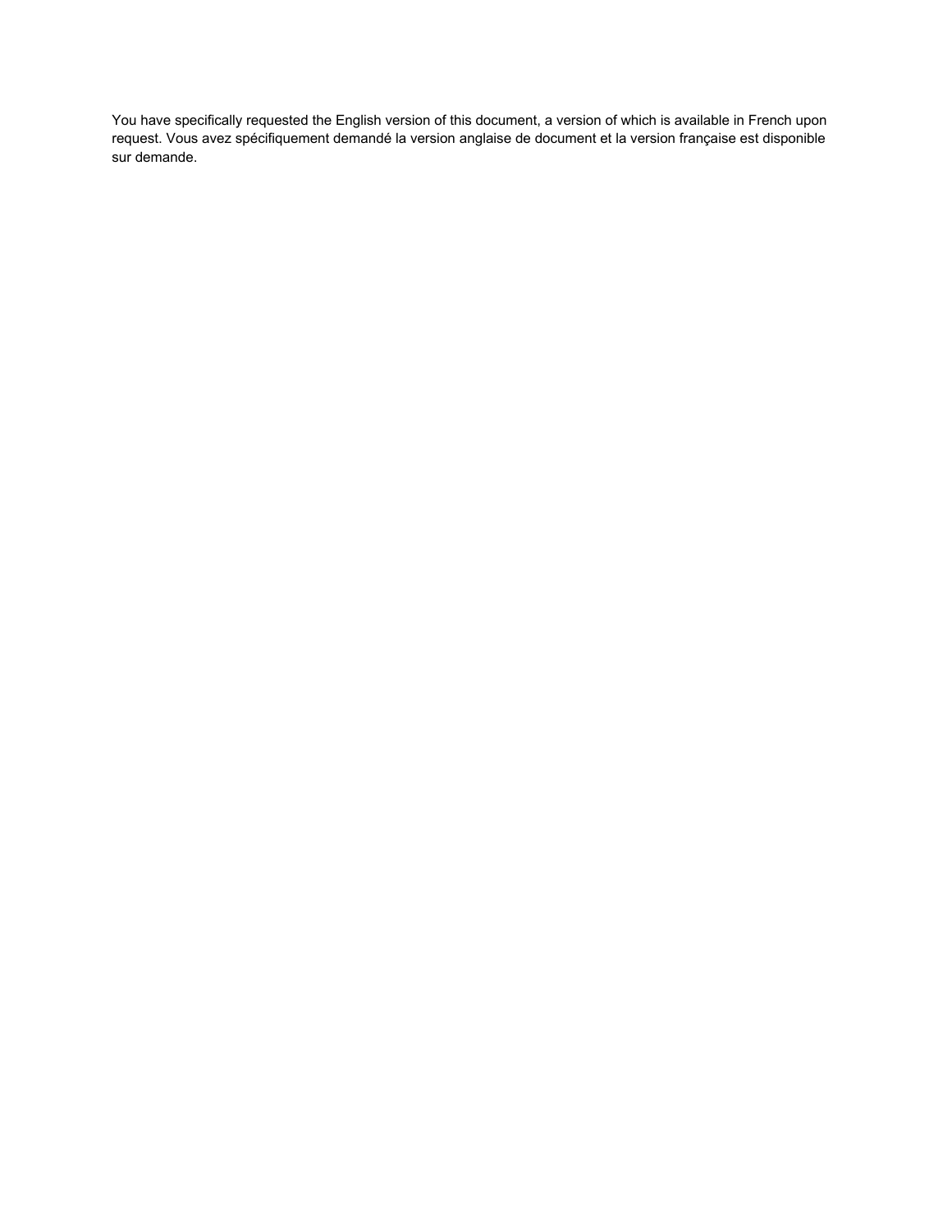You have specifically requested the English version of this document, a version of which is available in French upon request. Vous avez spécifiquement demandé la version anglaise de document et la version française est disponible sur demande.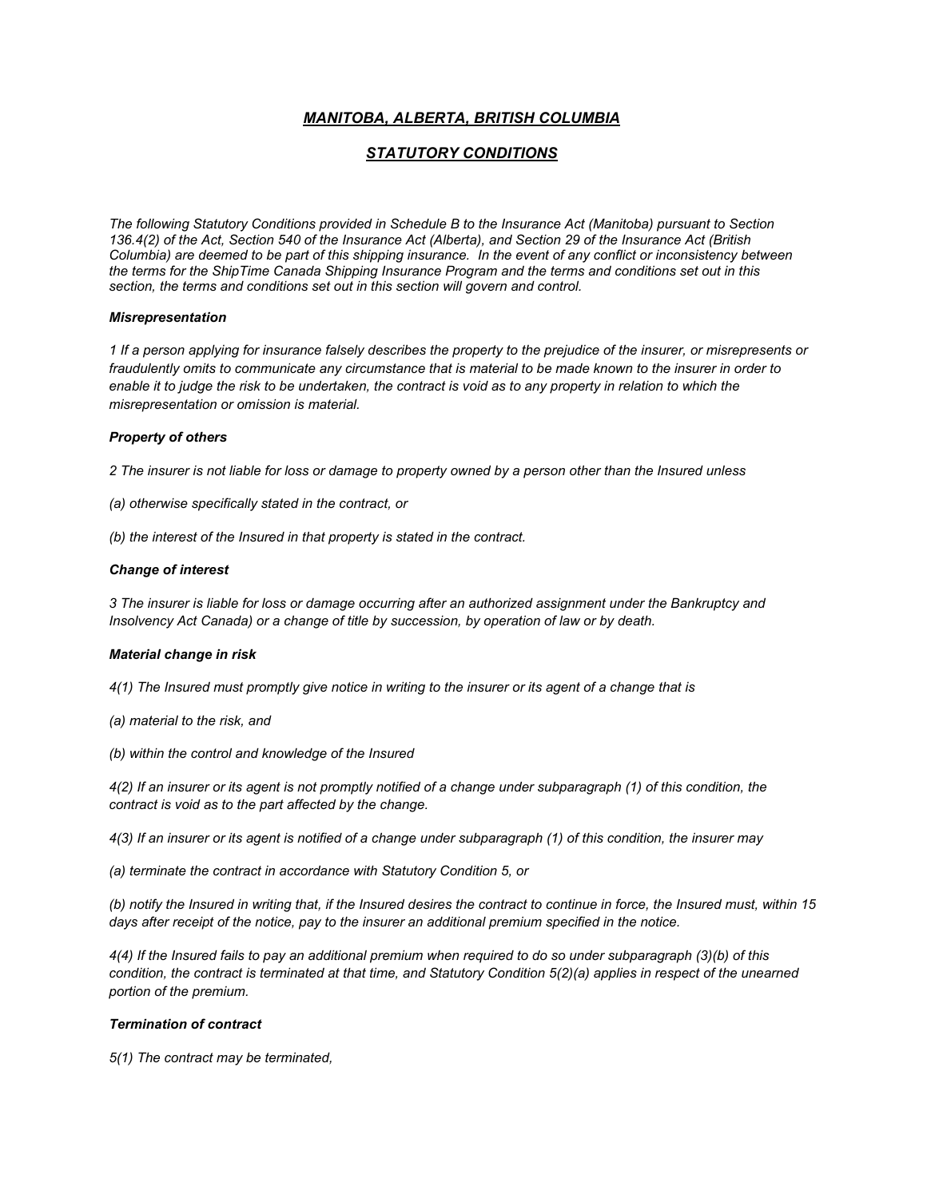## ***MANITOBA, ALBERTA, BRITISH COLUMBIA***

## ***STATUTORY CONDITIONS***

*The following Statutory Conditions provided in Schedule B to the Insurance Act (Manitoba) pursuant to Section 136.4(2) of the Act, Section 540 of the Insurance Act (Alberta), and Section 29 of the Insurance Act (British Columbia) are deemed to be part of this shipping insurance. In the event of any conflict or inconsistency between the terms for the ShipTime Canada Shipping Insurance Program and the terms and conditions set out in this section, the terms and conditions set out in this section will govern and control.*

***Misrepresentation***

*1 If a person applying for insurance falsely describes the property to the prejudice of the insurer, or misrepresents or fraudulently omits to communicate any circumstance that is material to be made known to the insurer in order to enable it to judge the risk to be undertaken, the contract is void as to any property in relation to which the misrepresentation or omission is material.*

***Property of others***

*2 The insurer is not liable for loss or damage to property owned by a person other than the Insured unless*

*(a) otherwise specifically stated in the contract, or*

*(b) the interest of the Insured in that property is stated in the contract.*

***Change of interest***

*3 The insurer is liable for loss or damage occurring after an authorized assignment under the Bankruptcy and Insolvency Act Canada) or a change of title by succession, by operation of law or by death.*

***Material change in risk***

*4(1) The Insured must promptly give notice in writing to the insurer or its agent of a change that is*

*(a) material to the risk, and*

*(b) within the control and knowledge of the Insured*

*4(2) If an insurer or its agent is not promptly notified of a change under subparagraph (1) of this condition, the contract is void as to the part affected by the change.*

*4(3) If an insurer or its agent is notified of a change under subparagraph (1) of this condition, the insurer may*

*(a) terminate the contract in accordance with Statutory Condition 5, or*

*(b) notify the Insured in writing that, if the Insured desires the contract to continue in force, the Insured must, within 15 days after receipt of the notice, pay to the insurer an additional premium specified in the notice.*

*4(4) If the Insured fails to pay an additional premium when required to do so under subparagraph (3)(b) of this condition, the contract is terminated at that time, and Statutory Condition 5(2)(a) applies in respect of the unearned portion of the premium.*

***Termination of contract***

*5(1) The contract may be terminated,*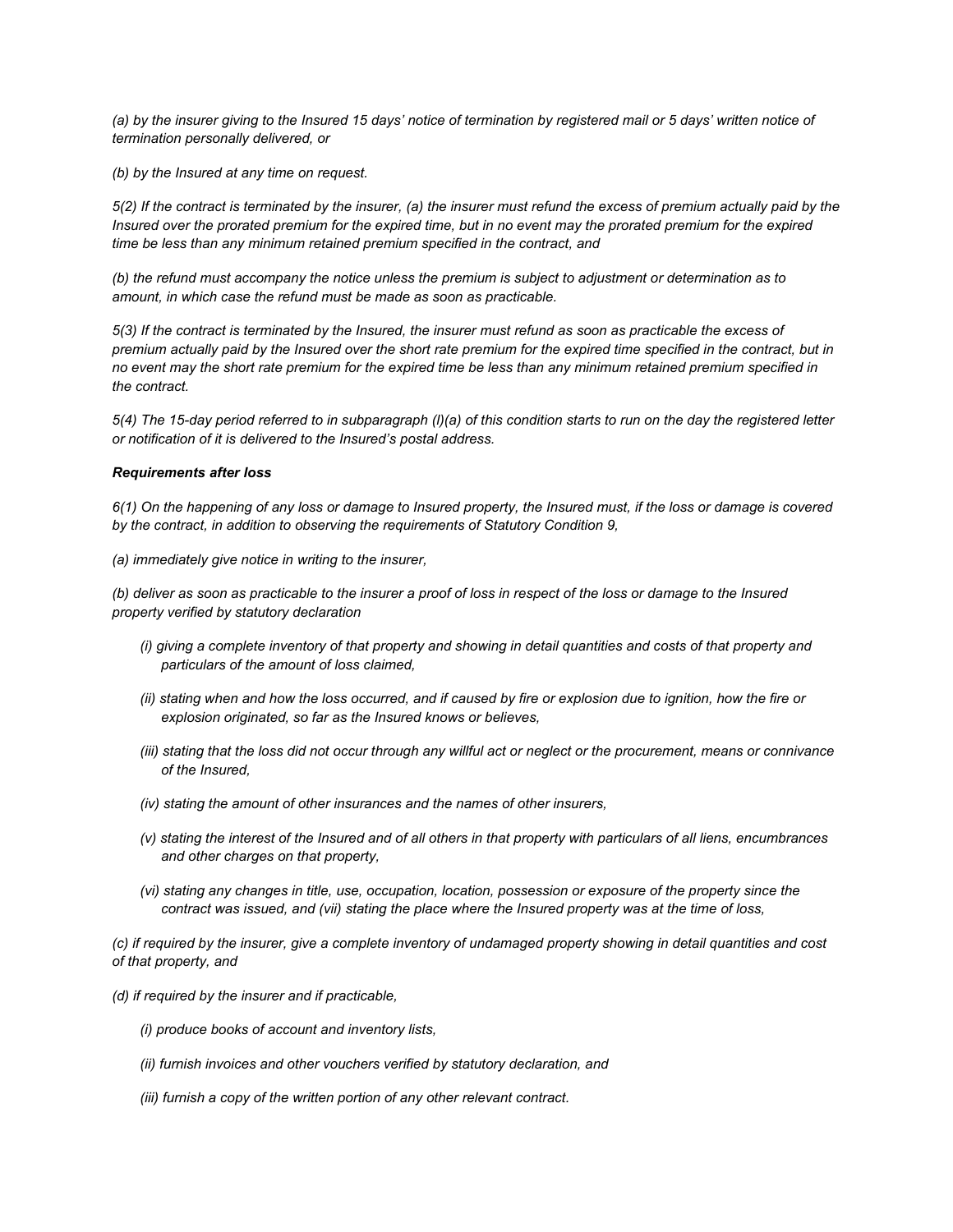*(a) by the insurer giving to the Insured 15 days' notice of termination by registered mail or 5 days' written notice of termination personally delivered, or*

*(b) by the Insured at any time on request.*

*5(2) If the contract is terminated by the insurer, (a) the insurer must refund the excess of premium actually paid by the Insured over the prorated premium for the expired time, but in no event may the prorated premium for the expired time be less than any minimum retained premium specified in the contract, and*

*(b) the refund must accompany the notice unless the premium is subject to adjustment or determination as to amount, in which case the refund must be made as soon as practicable.*

*5(3) If the contract is terminated by the Insured, the insurer must refund as soon as practicable the excess of premium actually paid by the Insured over the short rate premium for the expired time specified in the contract, but in no event may the short rate premium for the expired time be less than any minimum retained premium specified in the contract.*

*5(4) The 15-day period referred to in subparagraph (l)(a) of this condition starts to run on the day the registered letter or notification of it is delivered to the Insured's postal address.*

***Requirements after loss***

*6(1) On the happening of any loss or damage to Insured property, the Insured must, if the loss or damage is covered by the contract, in addition to observing the requirements of Statutory Condition 9,*

*(a) immediately give notice in writing to the insurer,*

*(b) deliver as soon as practicable to the insurer a proof of loss in respect of the loss or damage to the Insured property verified by statutory declaration*

- *(i) giving a complete inventory of that property and showing in detail quantities and costs of that property and particulars of the amount of loss claimed,*
- *(ii) stating when and how the loss occurred, and if caused by fire or explosion due to ignition, how the fire or explosion originated, so far as the Insured knows or believes,*
- *(iii) stating that the loss did not occur through any willful act or neglect or the procurement, means or connivance of the Insured,*
- *(iv) stating the amount of other insurances and the names of other insurers,*
- *(v) stating the interest of the Insured and of all others in that property with particulars of all liens, encumbrances and other charges on that property,*
- *(vi) stating any changes in title, use, occupation, location, possession or exposure of the property since the contract was issued, and (vii) stating the place where the Insured property was at the time of loss,*

*(c) if required by the insurer, give a complete inventory of undamaged property showing in detail quantities and cost of that property, and*

*(d) if required by the insurer and if practicable,*

- *(i) produce books of account and inventory lists,*
- *(ii) furnish invoices and other vouchers verified by statutory declaration, and*
- *(iii) furnish a copy of the written portion of any other relevant contract.*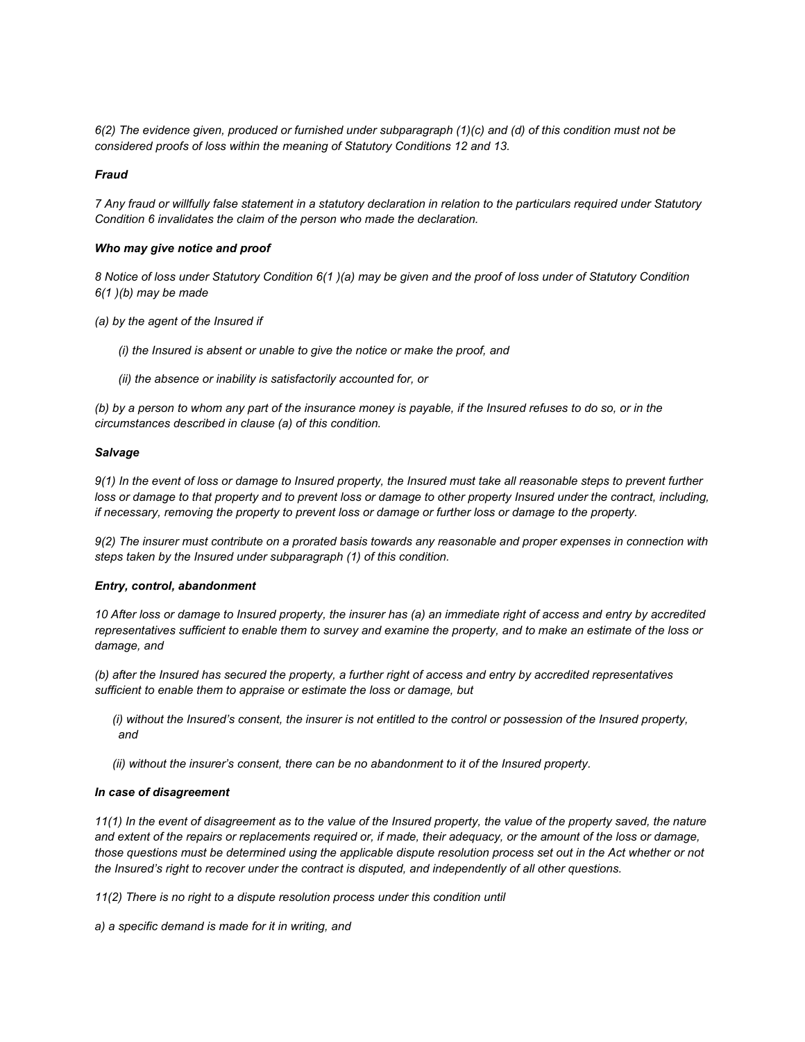*6(2) The evidence given, produced or furnished under subparagraph (1)(c) and (d) of this condition must not be considered proofs of loss within the meaning of Statutory Conditions 12 and 13.*

***Fraud***

*7 Any fraud or willfully false statement in a statutory declaration in relation to the particulars required under Statutory Condition 6 invalidates the claim of the person who made the declaration.*

***Who may give notice and proof***

*8 Notice of loss under Statutory Condition 6(1 )(a) may be given and the proof of loss under of Statutory Condition 6(1 )(b) may be made*

*(a) by the agent of the Insured if*

*(i) the Insured is absent or unable to give the notice or make the proof, and*

*(ii) the absence or inability is satisfactorily accounted for, or*

*(b) by a person to whom any part of the insurance money is payable, if the Insured refuses to do so, or in the circumstances described in clause (a) of this condition.*

***Salvage***

*9(1) In the event of loss or damage to Insured property, the Insured must take all reasonable steps to prevent further loss or damage to that property and to prevent loss or damage to other property Insured under the contract, including, if necessary, removing the property to prevent loss or damage or further loss or damage to the property.*

*9(2) The insurer must contribute on a prorated basis towards any reasonable and proper expenses in connection with steps taken by the Insured under subparagraph (1) of this condition.*

***Entry, control, abandonment***

*10 After loss or damage to Insured property, the insurer has (a) an immediate right of access and entry by accredited representatives sufficient to enable them to survey and examine the property, and to make an estimate of the loss or damage, and*

*(b) after the Insured has secured the property, a further right of access and entry by accredited representatives sufficient to enable them to appraise or estimate the loss or damage, but*

*(i) without the Insured's consent, the insurer is not entitled to the control or possession of the Insured property, and*

*(ii) without the insurer's consent, there can be no abandonment to it of the Insured property.*

***In case of disagreement***

*11(1) In the event of disagreement as to the value of the Insured property, the value of the property saved, the nature and extent of the repairs or replacements required or, if made, their adequacy, or the amount of the loss or damage, those questions must be determined using the applicable dispute resolution process set out in the Act whether or not the Insured's right to recover under the contract is disputed, and independently of all other questions.*

*11(2) There is no right to a dispute resolution process under this condition until*

*a) a specific demand is made for it in writing, and*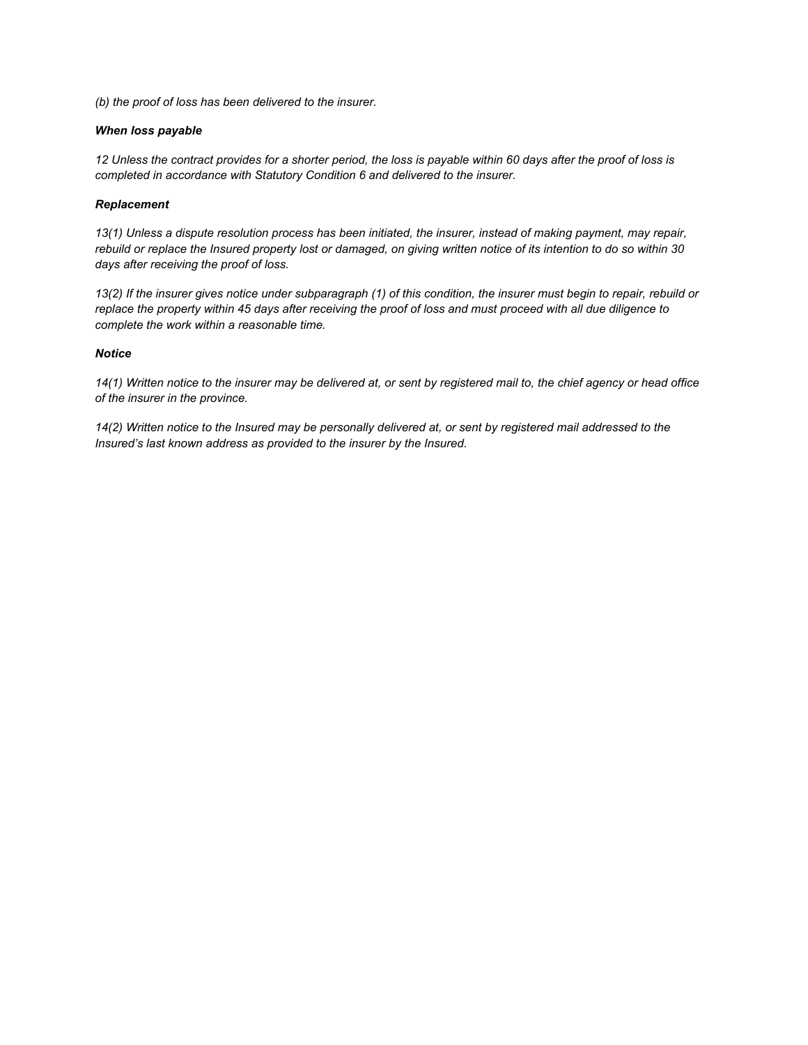*(b) the proof of loss has been delivered to the insurer.*

***When loss payable***

*12 Unless the contract provides for a shorter period, the loss is payable within 60 days after the proof of loss is completed in accordance with Statutory Condition 6 and delivered to the insurer.*

***Replacement***

*13(1) Unless a dispute resolution process has been initiated, the insurer, instead of making payment, may repair, rebuild or replace the Insured property lost or damaged, on giving written notice of its intention to do so within 30 days after receiving the proof of loss.*

*13(2) If the insurer gives notice under subparagraph (1) of this condition, the insurer must begin to repair, rebuild or replace the property within 45 days after receiving the proof of loss and must proceed with all due diligence to complete the work within a reasonable time.*

***Notice***

*14(1) Written notice to the insurer may be delivered at, or sent by registered mail to, the chief agency or head office of the insurer in the province.*

*14(2) Written notice to the Insured may be personally delivered at, or sent by registered mail addressed to the Insured's last known address as provided to the insurer by the Insured.*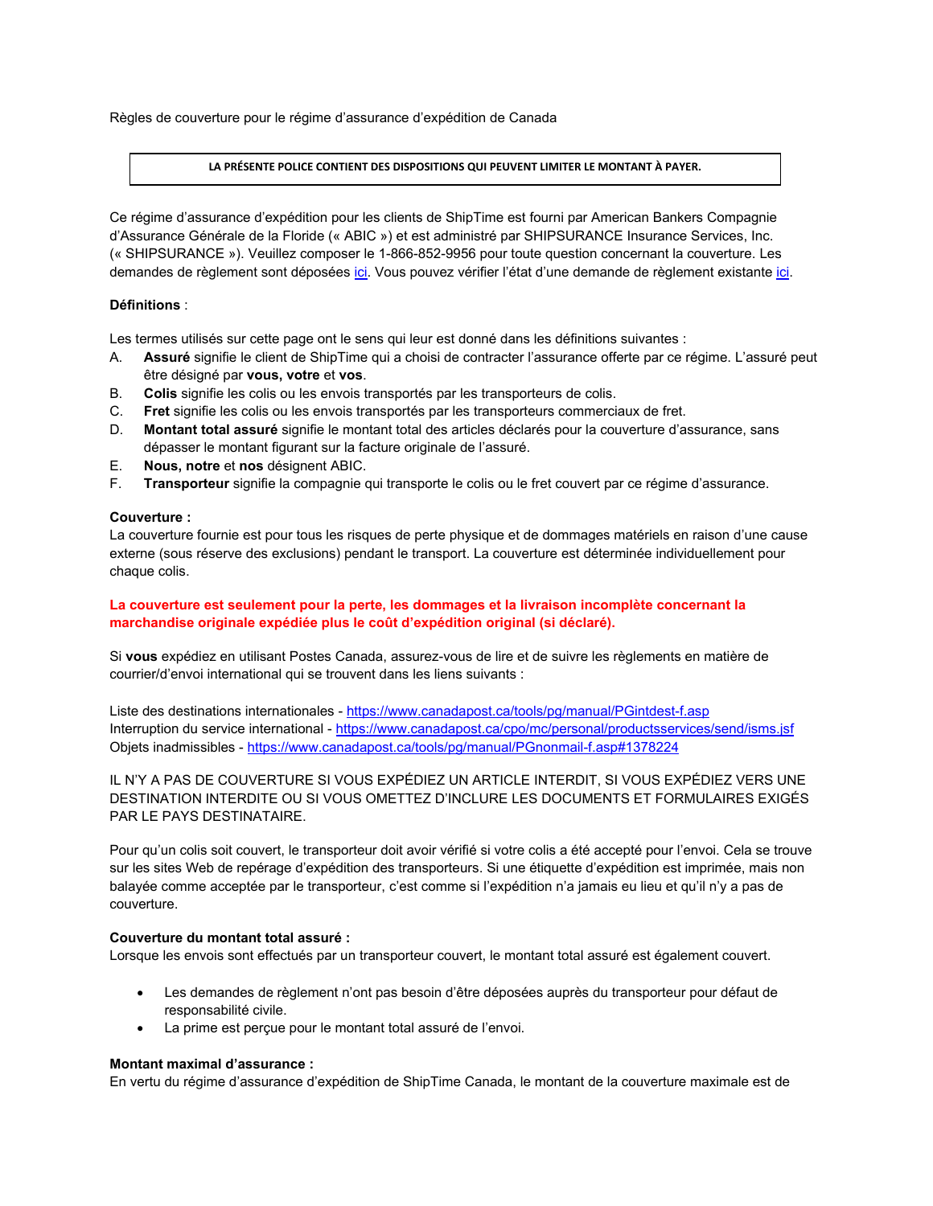Règles de couverture pour le régime d'assurance d'expédition de Canada

**LA PRÉSENTE POLICE CONTIENT DES DISPOSITIONS QUI PEUVENT LIMITER LE MONTANT À PAYER.**

Ce régime d'assurance d'expédition pour les clients de ShipTime est fourni par American Bankers Compagnie d'Assurance Générale de la Floride (« ABIC ») et est administré par SHIPSURANCE Insurance Services, Inc. (« SHIPSURANCE »). Veuillez composer le 1-866-852-9956 pour toute question concernant la couverture. Les demandes de règlement sont déposées ici. Vous pouvez vérifier l'état d'une demande de règlement existante ici.

**Définitions** :

Les termes utilisés sur cette page ont le sens qui leur est donné dans les définitions suivantes :

A. **Assuré** signifie le client de ShipTime qui a choisi de contracter l'assurance offerte par ce régime. L'assuré peut être désigné par **vous, votre** et **vos**.
B. **Colis** signifie les colis ou les envois transportés par les transporteurs de colis.
C. **Fret** signifie les colis ou les envois transportés par les transporteurs commerciaux de fret.
D. **Montant total assuré** signifie le montant total des articles déclarés pour la couverture d'assurance, sans dépasser le montant figurant sur la facture originale de l'assuré.
E. **Nous, notre** et **nos** désignent ABIC.
F. **Transporteur** signifie la compagnie qui transporte le colis ou le fret couvert par ce régime d'assurance.

**Couverture :**
La couverture fournie est pour tous les risques de perte physique et de dommages matériels en raison d'une cause externe (sous réserve des exclusions) pendant le transport. La couverture est déterminée individuellement pour chaque colis.

**La couverture est seulement pour la perte, les dommages et la livraison incomplète concernant la marchandise originale expédiée plus le coût d'expédition original (si déclaré).**

Si **vous** expédiez en utilisant Postes Canada, assurez-vous de lire et de suivre les règlements en matière de courrier/d'envoi international qui se trouvent dans les liens suivants :

Liste des destinations internationales - https://www.canadapost.ca/tools/pg/manual/PGintdest-f.asp
Interruption du service international - https://www.canadapost.ca/cpo/mc/personal/productsservices/send/isms.jsf
Objets inadmissibles - https://www.canadapost.ca/tools/pg/manual/PGnonmail-f.asp#1378224

IL N'Y A PAS DE COUVERTURE SI VOUS EXPÉDIEZ UN ARTICLE INTERDIT, SI VOUS EXPÉDIEZ VERS UNE DESTINATION INTERDITE OU SI VOUS OMETTEZ D'INCLURE LES DOCUMENTS ET FORMULAIRES EXIGÉS PAR LE PAYS DESTINATAIRE.

Pour qu'un colis soit couvert, le transporteur doit avoir vérifié si votre colis a été accepté pour l'envoi. Cela se trouve sur les sites Web de repérage d'expédition des transporteurs. Si une étiquette d'expédition est imprimée, mais non balayée comme acceptée par le transporteur, c'est comme si l'expédition n'a jamais eu lieu et qu'il n'y a pas de couverture.

**Couverture du montant total assuré :**
Lorsque les envois sont effectués par un transporteur couvert, le montant total assuré est également couvert.

- Les demandes de règlement n'ont pas besoin d'être déposées auprès du transporteur pour défaut de responsabilité civile.
- La prime est perçue pour le montant total assuré de l'envoi.

**Montant maximal d'assurance :**
En vertu du régime d'assurance d'expédition de ShipTime Canada, le montant de la couverture maximale est de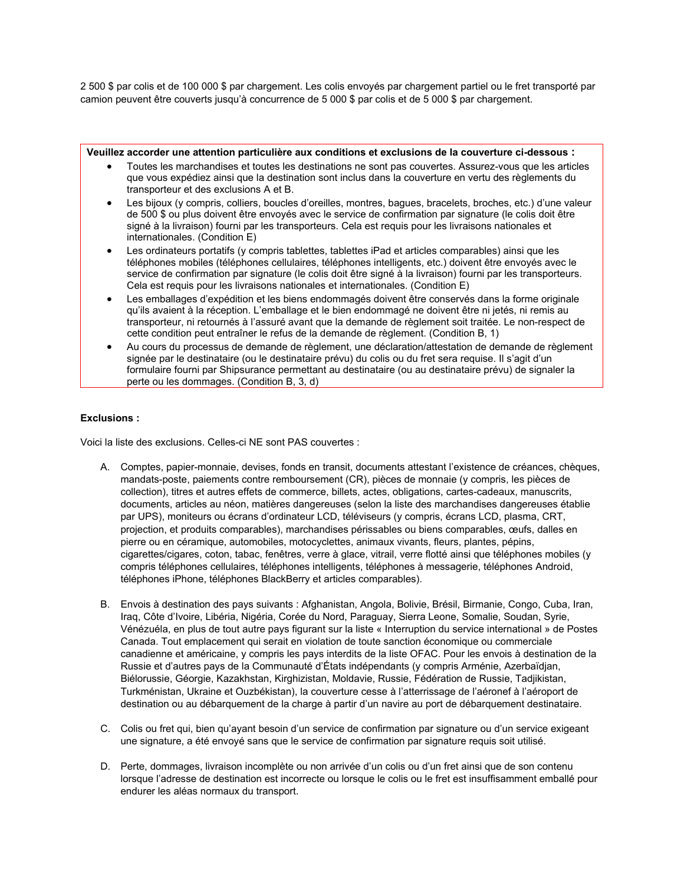2 500 $ par colis et de 100 000 $ par chargement. Les colis envoyés par chargement partiel ou le fret transporté par camion peuvent être couverts jusqu'à concurrence de 5 000 $ par colis et de 5 000 $ par chargement.

**Veuillez accorder une attention particulière aux conditions et exclusions de la couverture ci-dessous :**

- Toutes les marchandises et toutes les destinations ne sont pas couvertes. Assurez-vous que les articles que vous expédiez ainsi que la destination sont inclus dans la couverture en vertu des règlements du transporteur et des exclusions A et B.
- Les bijoux (y compris, colliers, boucles d'oreilles, montres, bagues, bracelets, broches, etc.) d'une valeur de 500 $ ou plus doivent être envoyés avec le service de confirmation par signature (le colis doit être signé à la livraison) fourni par les transporteurs. Cela est requis pour les livraisons nationales et internationales. (Condition E)
- Les ordinateurs portatifs (y compris tablettes, tablettes iPad et articles comparables) ainsi que les téléphones mobiles (téléphones cellulaires, téléphones intelligents, etc.) doivent être envoyés avec le service de confirmation par signature (le colis doit être signé à la livraison) fourni par les transporteurs. Cela est requis pour les livraisons nationales et internationales. (Condition E)
- Les emballages d'expédition et les biens endommagés doivent être conservés dans la forme originale qu'ils avaient à la réception. L'emballage et le bien endommagé ne doivent être ni jetés, ni remis au transporteur, ni retournés à l'assuré avant que la demande de règlement soit traitée. Le non-respect de cette condition peut entraîner le refus de la demande de règlement. (Condition B, 1)
- Au cours du processus de demande de règlement, une déclaration/attestation de demande de règlement signée par le destinataire (ou le destinataire prévu) du colis ou du fret sera requise. Il s'agit d'un formulaire fourni par Shipsurance permettant au destinataire (ou au destinataire prévu) de signaler la perte ou les dommages. (Condition B, 3, d)

**Exclusions :**

Voici la liste des exclusions. Celles-ci NE sont PAS couvertes :

A. Comptes, papier-monnaie, devises, fonds en transit, documents attestant l'existence de créances, chèques, mandats-poste, paiements contre remboursement (CR), pièces de monnaie (y compris, les pièces de collection), titres et autres effets de commerce, billets, actes, obligations, cartes-cadeaux, manuscrits, documents, articles au néon, matières dangereuses (selon la liste des marchandises dangereuses établie par UPS), moniteurs ou écrans d'ordinateur LCD, téléviseurs (y compris, écrans LCD, plasma, CRT, projection, et produits comparables), marchandises périssables ou biens comparables, œufs, dalles en pierre ou en céramique, automobiles, motocyclettes, animaux vivants, fleurs, plantes, pépins, cigarettes/cigares, coton, tabac, fenêtres, verre à glace, vitrail, verre flotté ainsi que téléphones mobiles (y compris téléphones cellulaires, téléphones intelligents, téléphones à messagerie, téléphones Android, téléphones iPhone, téléphones BlackBerry et articles comparables).

B. Envois à destination des pays suivants : Afghanistan, Angola, Bolivie, Brésil, Birmanie, Congo, Cuba, Iran, Iraq, Côte d'Ivoire, Libéria, Nigéria, Corée du Nord, Paraguay, Sierra Leone, Somalie, Soudan, Syrie, Vénézuéla, en plus de tout autre pays figurant sur la liste « Interruption du service international » de Postes Canada. Tout emplacement qui serait en violation de toute sanction économique ou commerciale canadienne et américaine, y compris les pays interdits de la liste OFAC. Pour les envois à destination de la Russie et d'autres pays de la Communauté d'États indépendants (y compris Arménie, Azerbaïdjan, Biélorussie, Géorgie, Kazakhstan, Kirghizistan, Moldavie, Russie, Fédération de Russie, Tadjikistan, Turkménistan, Ukraine et Ouzbékistan), la couverture cesse à l'atterrissage de l'aéronef à l'aéroport de destination ou au débarquement de la charge à partir d'un navire au port de débarquement destinataire.

C. Colis ou fret qui, bien qu'ayant besoin d'un service de confirmation par signature ou d'un service exigeant une signature, a été envoyé sans que le service de confirmation par signature requis soit utilisé.

D. Perte, dommages, livraison incomplète ou non arrivée d'un colis ou d'un fret ainsi que de son contenu lorsque l'adresse de destination est incorrecte ou lorsque le colis ou le fret est insuffisamment emballé pour endurer les aléas normaux du transport.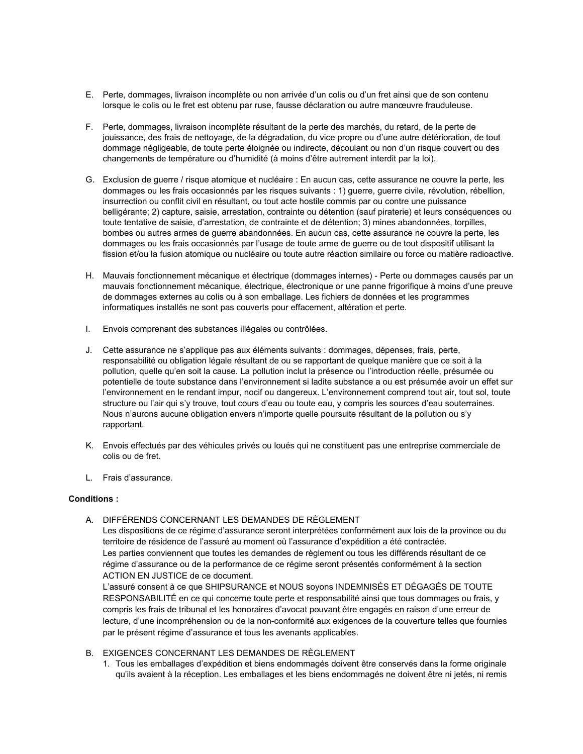E. Perte, dommages, livraison incomplète ou non arrivée d'un colis ou d'un fret ainsi que de son contenu lorsque le colis ou le fret est obtenu par ruse, fausse déclaration ou autre manœuvre frauduleuse.

F. Perte, dommages, livraison incomplète résultant de la perte des marchés, du retard, de la perte de jouissance, des frais de nettoyage, de la dégradation, du vice propre ou d'une autre détérioration, de tout dommage négligeable, de toute perte éloignée ou indirecte, découlant ou non d'un risque couvert ou des changements de température ou d'humidité (à moins d'être autrement interdit par la loi).

G. Exclusion de guerre / risque atomique et nucléaire : En aucun cas, cette assurance ne couvre la perte, les dommages ou les frais occasionnés par les risques suivants : 1) guerre, guerre civile, révolution, rébellion, insurrection ou conflit civil en résultant, ou tout acte hostile commis par ou contre une puissance belligérante; 2) capture, saisie, arrestation, contrainte ou détention (sauf piraterie) et leurs conséquences ou toute tentative de saisie, d'arrestation, de contrainte et de détention; 3) mines abandonnées, torpilles, bombes ou autres armes de guerre abandonnées. En aucun cas, cette assurance ne couvre la perte, les dommages ou les frais occasionnés par l'usage de toute arme de guerre ou de tout dispositif utilisant la fission et/ou la fusion atomique ou nucléaire ou toute autre réaction similaire ou force ou matière radioactive.

H. Mauvais fonctionnement mécanique et électrique (dommages internes) - Perte ou dommages causés par un mauvais fonctionnement mécanique, électrique, électronique or une panne frigorifique à moins d'une preuve de dommages externes au colis ou à son emballage. Les fichiers de données et les programmes informatiques installés ne sont pas couverts pour effacement, altération et perte.

I. Envois comprenant des substances illégales ou contrôlées.

J. Cette assurance ne s'applique pas aux éléments suivants : dommages, dépenses, frais, perte, responsabilité ou obligation légale résultant de ou se rapportant de quelque manière que ce soit à la pollution, quelle qu'en soit la cause. La pollution inclut la présence ou l'introduction réelle, présumée ou potentielle de toute substance dans l'environnement si ladite substance a ou est présumée avoir un effet sur l'environnement en le rendant impur, nocif ou dangereux. L'environnement comprend tout air, tout sol, toute structure ou l'air qui s'y trouve, tout cours d'eau ou toute eau, y compris les sources d'eau souterraines. Nous n'aurons aucune obligation envers n'importe quelle poursuite résultant de la pollution ou s'y rapportant.

K. Envois effectués par des véhicules privés ou loués qui ne constituent pas une entreprise commerciale de colis ou de fret.

L. Frais d'assurance.

**Conditions :**

A. DIFFÉRENDS CONCERNANT LES DEMANDES DE RÈGLEMENT
Les dispositions de ce régime d'assurance seront interprétées conformément aux lois de la province ou du territoire de résidence de l'assuré au moment où l'assurance d'expédition a été contractée.
Les parties conviennent que toutes les demandes de règlement ou tous les différends résultant de ce régime d'assurance ou de la performance de ce régime seront présentés conformément à la section ACTION EN JUSTICE de ce document.
L'assuré consent à ce que SHIPSURANCE et NOUS soyons INDEMNISÉS ET DÉGAGÉS DE TOUTE RESPONSABILITÉ en ce qui concerne toute perte et responsabilité ainsi que tous dommages ou frais, y compris les frais de tribunal et les honoraires d'avocat pouvant être engagés en raison d'une erreur de lecture, d'une incompréhension ou de la non-conformité aux exigences de la couverture telles que fournies par le présent régime d'assurance et tous les avenants applicables.

B. EXIGENCES CONCERNANT LES DEMANDES DE RÈGLEMENT
   1. Tous les emballages d'expédition et biens endommagés doivent être conservés dans la forme originale qu'ils avaient à la réception. Les emballages et les biens endommagés ne doivent être ni jetés, ni remis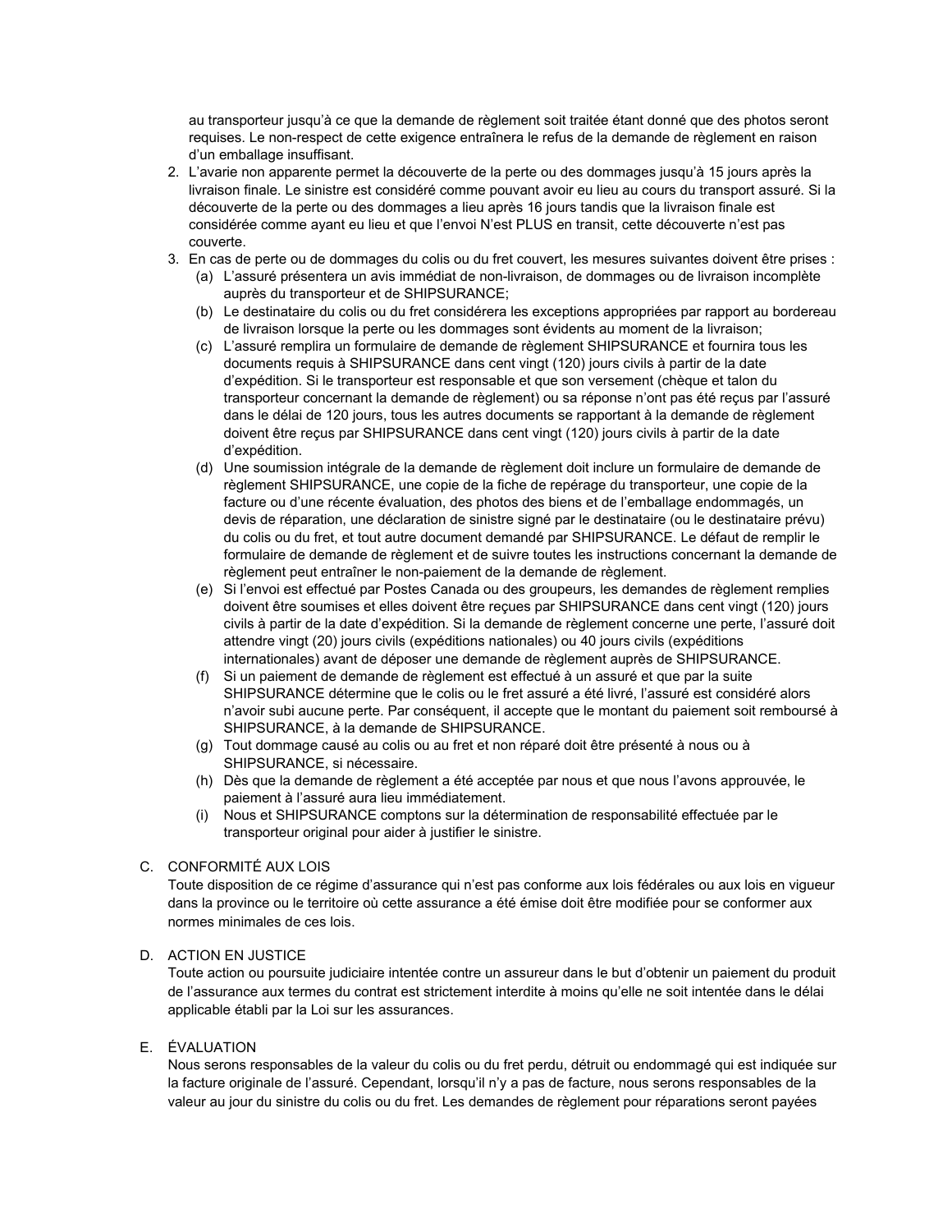au transporteur jusqu'à ce que la demande de règlement soit traitée étant donné que des photos seront requises. Le non-respect de cette exigence entraînera le refus de la demande de règlement en raison d'un emballage insuffisant.

2. L'avarie non apparente permet la découverte de la perte ou des dommages jusqu'à 15 jours après la livraison finale. Le sinistre est considéré comme pouvant avoir eu lieu au cours du transport assuré. Si la découverte de la perte ou des dommages a lieu après 16 jours tandis que la livraison finale est considérée comme ayant eu lieu et que l'envoi N'est PLUS en transit, cette découverte n'est pas couverte.
3. En cas de perte ou de dommages du colis ou du fret couvert, les mesures suivantes doivent être prises :
   - (a) L'assuré présentera un avis immédiat de non-livraison, de dommages ou de livraison incomplète auprès du transporteur et de SHIPSURANCE;
   - (b) Le destinataire du colis ou du fret considérera les exceptions appropriées par rapport au bordereau de livraison lorsque la perte ou les dommages sont évidents au moment de la livraison;
   - (c) L'assuré remplira un formulaire de demande de règlement SHIPSURANCE et fournira tous les documents requis à SHIPSURANCE dans cent vingt (120) jours civils à partir de la date d'expédition. Si le transporteur est responsable et que son versement (chèque et talon du transporteur concernant la demande de règlement) ou sa réponse n'ont pas été reçus par l'assuré dans le délai de 120 jours, tous les autres documents se rapportant à la demande de règlement doivent être reçus par SHIPSURANCE dans cent vingt (120) jours civils à partir de la date d'expédition.
   - (d) Une soumission intégrale de la demande de règlement doit inclure un formulaire de demande de règlement SHIPSURANCE, une copie de la fiche de repérage du transporteur, une copie de la facture ou d'une récente évaluation, des photos des biens et de l'emballage endommagés, un devis de réparation, une déclaration de sinistre signé par le destinataire (ou le destinataire prévu) du colis ou du fret, et tout autre document demandé par SHIPSURANCE. Le défaut de remplir le formulaire de demande de règlement et de suivre toutes les instructions concernant la demande de règlement peut entraîner le non-paiement de la demande de règlement.
   - (e) Si l'envoi est effectué par Postes Canada ou des groupeurs, les demandes de règlement remplies doivent être soumises et elles doivent être reçues par SHIPSURANCE dans cent vingt (120) jours civils à partir de la date d'expédition. Si la demande de règlement concerne une perte, l'assuré doit attendre vingt (20) jours civils (expéditions nationales) ou 40 jours civils (expéditions internationales) avant de déposer une demande de règlement auprès de SHIPSURANCE.
   - (f) Si un paiement de demande de règlement est effectué à un assuré et que par la suite SHIPSURANCE détermine que le colis ou le fret assuré a été livré, l'assuré est considéré alors n'avoir subi aucune perte. Par conséquent, il accepte que le montant du paiement soit remboursé à SHIPSURANCE, à la demande de SHIPSURANCE.
   - (g) Tout dommage causé au colis ou au fret et non réparé doit être présenté à nous ou à SHIPSURANCE, si nécessaire.
   - (h) Dès que la demande de règlement a été acceptée par nous et que nous l'avons approuvée, le paiement à l'assuré aura lieu immédiatement.
   - (i) Nous et SHIPSURANCE comptons sur la détermination de responsabilité effectuée par le transporteur original pour aider à justifier le sinistre.

C. CONFORMITÉ AUX LOIS

Toute disposition de ce régime d'assurance qui n'est pas conforme aux lois fédérales ou aux lois en vigueur dans la province ou le territoire où cette assurance a été émise doit être modifiée pour se conformer aux normes minimales de ces lois.

D. ACTION EN JUSTICE

Toute action ou poursuite judiciaire intentée contre un assureur dans le but d'obtenir un paiement du produit de l'assurance aux termes du contrat est strictement interdite à moins qu'elle ne soit intentée dans le délai applicable établi par la Loi sur les assurances.

E. ÉVALUATION

Nous serons responsables de la valeur du colis ou du fret perdu, détruit ou endommagé qui est indiquée sur la facture originale de l'assuré. Cependant, lorsqu'il n'y a pas de facture, nous serons responsables de la valeur au jour du sinistre du colis ou du fret. Les demandes de règlement pour réparations seront payées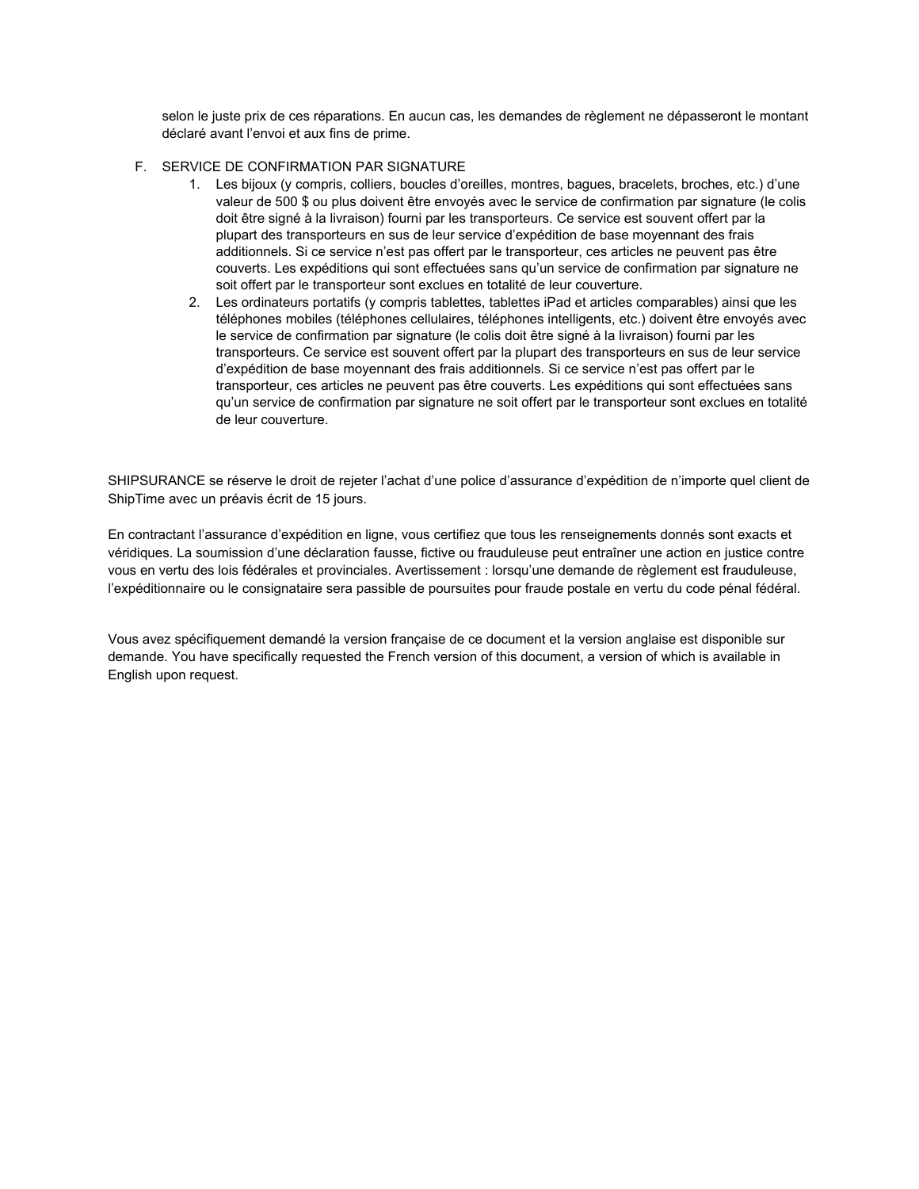selon le juste prix de ces réparations. En aucun cas, les demandes de règlement ne dépasseront le montant déclaré avant l’envoi et aux fins de prime.

F. SERVICE DE CONFIRMATION PAR SIGNATURE

1. Les bijoux (y compris, colliers, boucles d’oreilles, montres, bagues, bracelets, broches, etc.) d’une valeur de 500 $ ou plus doivent être envoyés avec le service de confirmation par signature (le colis doit être signé à la livraison) fourni par les transporteurs. Ce service est souvent offert par la plupart des transporteurs en sus de leur service d’expédition de base moyennant des frais additionnels. Si ce service n’est pas offert par le transporteur, ces articles ne peuvent pas être couverts. Les expéditions qui sont effectuées sans qu’un service de confirmation par signature ne soit offert par le transporteur sont exclues en totalité de leur couverture.
2. Les ordinateurs portatifs (y compris tablettes, tablettes iPad et articles comparables) ainsi que les téléphones mobiles (téléphones cellulaires, téléphones intelligents, etc.) doivent être envoyés avec le service de confirmation par signature (le colis doit être signé à la livraison) fourni par les transporteurs. Ce service est souvent offert par la plupart des transporteurs en sus de leur service d’expédition de base moyennant des frais additionnels. Si ce service n’est pas offert par le transporteur, ces articles ne peuvent pas être couverts. Les expéditions qui sont effectuées sans qu’un service de confirmation par signature ne soit offert par le transporteur sont exclues en totalité de leur couverture.

SHIPSURANCE se réserve le droit de rejeter l’achat d’une police d’assurance d’expédition de n’importe quel client de ShipTime avec un préavis écrit de 15 jours.

En contractant l’assurance d’expédition en ligne, vous certifiez que tous les renseignements donnés sont exacts et véridiques. La soumission d’une déclaration fausse, fictive ou frauduleuse peut entraîner une action en justice contre vous en vertu des lois fédérales et provinciales. Avertissement : lorsqu’une demande de règlement est frauduleuse, l’expéditionnaire ou le consignataire sera passible de poursuites pour fraude postale en vertu du code pénal fédéral.

Vous avez spécifiquement demandé la version française de ce document et la version anglaise est disponible sur demande. You have specifically requested the French version of this document, a version of which is available in English upon request.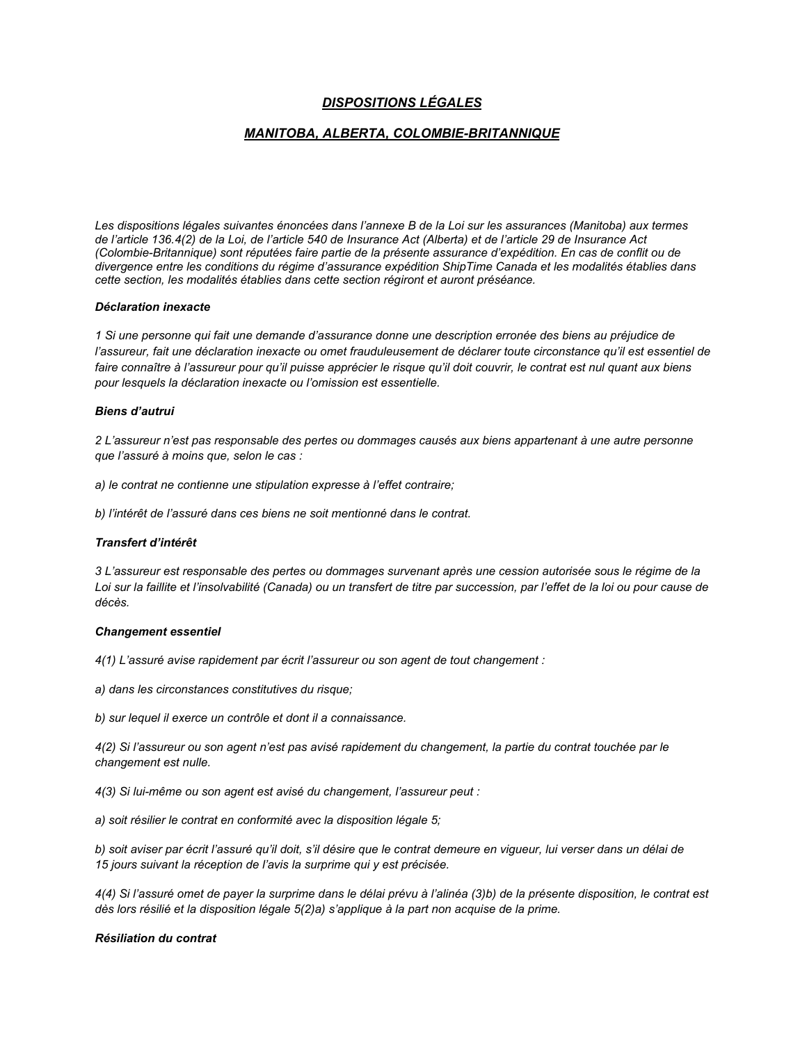## ***DISPOSITIONS LÉGALES***

## ***MANITOBA, ALBERTA, COLOMBIE-BRITANNIQUE***

*Les dispositions légales suivantes énoncées dans l'annexe B de la Loi sur les assurances (Manitoba) aux termes de l'article 136.4(2) de la Loi, de l'article 540 de Insurance Act (Alberta) et de l'article 29 de Insurance Act (Colombie-Britannique) sont réputées faire partie de la présente assurance d'expédition. En cas de conflit ou de divergence entre les conditions du régime d'assurance expédition ShipTime Canada et les modalités établies dans cette section, les modalités établies dans cette section régiront et auront préséance.*

***Déclaration inexacte***

*1 Si une personne qui fait une demande d'assurance donne une description erronée des biens au préjudice de l'assureur, fait une déclaration inexacte ou omet frauduleusement de déclarer toute circonstance qu'il est essentiel de faire connaître à l'assureur pour qu'il puisse apprécier le risque qu'il doit couvrir, le contrat est nul quant aux biens pour lesquels la déclaration inexacte ou l'omission est essentielle.*

***Biens d'autrui***

*2 L'assureur n'est pas responsable des pertes ou dommages causés aux biens appartenant à une autre personne que l'assuré à moins que, selon le cas :*

*a) le contrat ne contienne une stipulation expresse à l'effet contraire;*

*b) l'intérêt de l'assuré dans ces biens ne soit mentionné dans le contrat.*

***Transfert d'intérêt***

*3 L'assureur est responsable des pertes ou dommages survenant après une cession autorisée sous le régime de la Loi sur la faillite et l'insolvabilité (Canada) ou un transfert de titre par succession, par l'effet de la loi ou pour cause de décès.*

***Changement essentiel***

*4(1) L'assuré avise rapidement par écrit l'assureur ou son agent de tout changement :*

*a) dans les circonstances constitutives du risque;*

*b) sur lequel il exerce un contrôle et dont il a connaissance.*

*4(2) Si l'assureur ou son agent n'est pas avisé rapidement du changement, la partie du contrat touchée par le changement est nulle.*

*4(3) Si lui-même ou son agent est avisé du changement, l'assureur peut :*

*a) soit résilier le contrat en conformité avec la disposition légale 5;*

*b) soit aviser par écrit l'assuré qu'il doit, s'il désire que le contrat demeure en vigueur, lui verser dans un délai de 15 jours suivant la réception de l'avis la surprime qui y est précisée.*

*4(4) Si l'assuré omet de payer la surprime dans le délai prévu à l'alinéa (3)b) de la présente disposition, le contrat est dès lors résilié et la disposition légale 5(2)a) s'applique à la part non acquise de la prime.*

***Résiliation du contrat***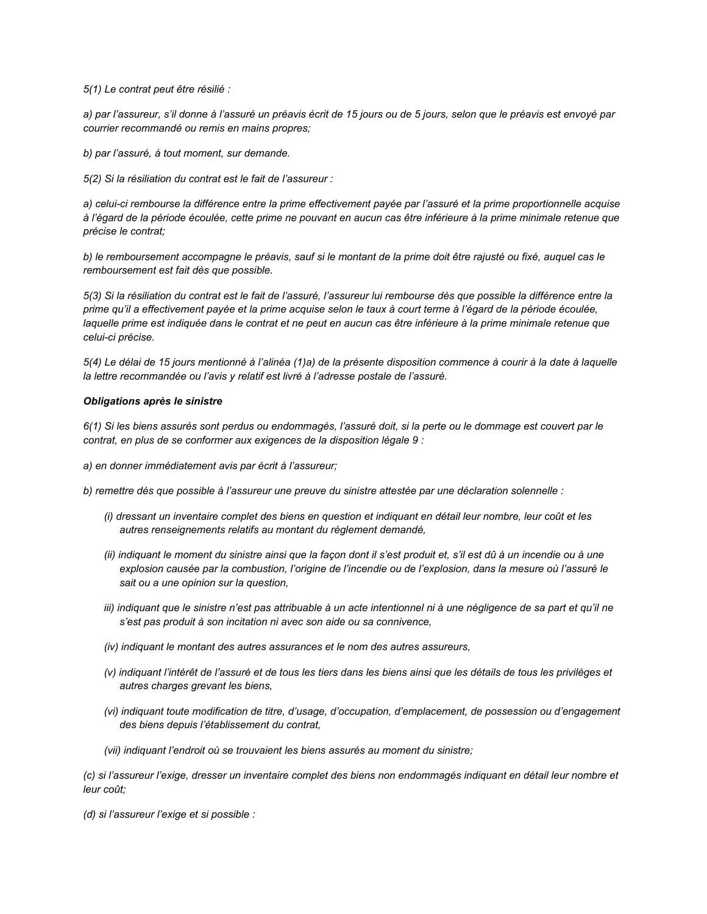*5(1) Le contrat peut être résilié :*

*a) par l'assureur, s'il donne à l'assuré un préavis écrit de 15 jours ou de 5 jours, selon que le préavis est envoyé par courrier recommandé ou remis en mains propres;*

*b) par l'assuré, à tout moment, sur demande.*

*5(2) Si la résiliation du contrat est le fait de l'assureur :*

*a) celui-ci rembourse la différence entre la prime effectivement payée par l'assuré et la prime proportionnelle acquise à l'égard de la période écoulée, cette prime ne pouvant en aucun cas être inférieure à la prime minimale retenue que précise le contrat;*

*b) le remboursement accompagne le préavis, sauf si le montant de la prime doit être rajusté ou fixé, auquel cas le remboursement est fait dès que possible.*

*5(3) Si la résiliation du contrat est le fait de l'assuré, l'assureur lui rembourse dès que possible la différence entre la prime qu'il a effectivement payée et la prime acquise selon le taux à court terme à l'égard de la période écoulée, laquelle prime est indiquée dans le contrat et ne peut en aucun cas être inférieure à la prime minimale retenue que celui-ci précise.*

*5(4) Le délai de 15 jours mentionné à l'alinéa (1)a) de la présente disposition commence à courir à la date à laquelle la lettre recommandée ou l'avis y relatif est livré à l'adresse postale de l'assuré.*

***Obligations après le sinistre***

*6(1) Si les biens assurés sont perdus ou endommagés, l'assuré doit, si la perte ou le dommage est couvert par le contrat, en plus de se conformer aux exigences de la disposition légale 9 :*

*a) en donner immédiatement avis par écrit à l'assureur;*

*b) remettre dès que possible à l'assureur une preuve du sinistre attestée par une déclaration solennelle :*

- *(i) dressant un inventaire complet des biens en question et indiquant en détail leur nombre, leur coût et les autres renseignements relatifs au montant du règlement demandé,*
- *(ii) indiquant le moment du sinistre ainsi que la façon dont il s'est produit et, s'il est dû à un incendie ou à une explosion causée par la combustion, l'origine de l'incendie ou de l'explosion, dans la mesure où l'assuré le sait ou a une opinion sur la question,*
- *iii) indiquant que le sinistre n'est pas attribuable à un acte intentionnel ni à une négligence de sa part et qu'il ne s'est pas produit à son incitation ni avec son aide ou sa connivence,*
- *(iv) indiquant le montant des autres assurances et le nom des autres assureurs,*
- *(v) indiquant l'intérêt de l'assuré et de tous les tiers dans les biens ainsi que les détails de tous les privilèges et autres charges grevant les biens,*
- *(vi) indiquant toute modification de titre, d'usage, d'occupation, d'emplacement, de possession ou d'engagement des biens depuis l'établissement du contrat,*
- *(vii) indiquant l'endroit où se trouvaient les biens assurés au moment du sinistre;*

*(c) si l'assureur l'exige, dresser un inventaire complet des biens non endommagés indiquant en détail leur nombre et leur coût;*

*(d) si l'assureur l'exige et si possible :*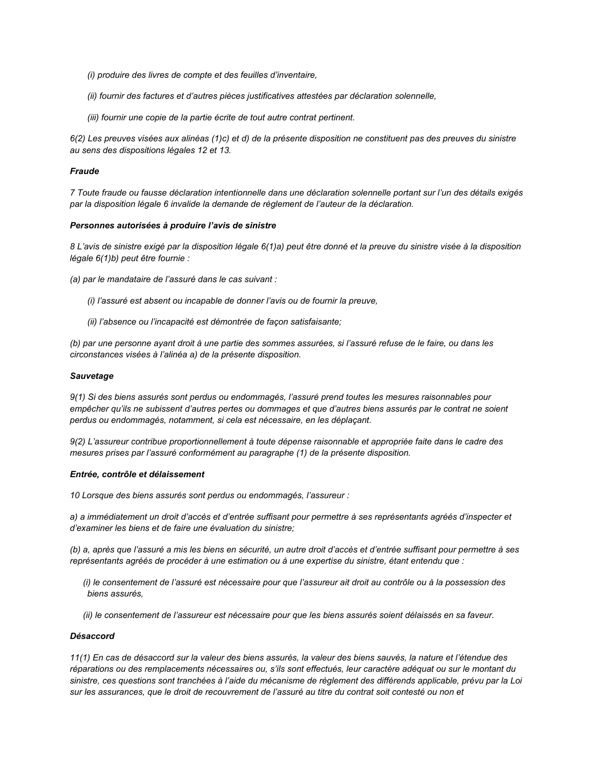*(i) produire des livres de compte et des feuilles d'inventaire,*

*(ii) fournir des factures et d'autres pièces justificatives attestées par déclaration solennelle,*

*(iii) fournir une copie de la partie écrite de tout autre contrat pertinent.*

*6(2) Les preuves visées aux alinéas (1)c) et d) de la présente disposition ne constituent pas des preuves du sinistre au sens des dispositions légales 12 et 13.*

***Fraude***

*7 Toute fraude ou fausse déclaration intentionnelle dans une déclaration solennelle portant sur l'un des détails exigés par la disposition légale 6 invalide la demande de règlement de l'auteur de la déclaration.*

***Personnes autorisées à produire l'avis de sinistre***

*8 L'avis de sinistre exigé par la disposition légale 6(1)a) peut être donné et la preuve du sinistre visée à la disposition légale 6(1)b) peut être fournie :*

*(a) par le mandataire de l'assuré dans le cas suivant :*

*(i) l'assuré est absent ou incapable de donner l'avis ou de fournir la preuve,*

*(ii) l'absence ou l'incapacité est démontrée de façon satisfaisante;*

*(b) par une personne ayant droit à une partie des sommes assurées, si l'assuré refuse de le faire, ou dans les circonstances visées à l'alinéa a) de la présente disposition.*

***Sauvetage***

*9(1) Si des biens assurés sont perdus ou endommagés, l'assuré prend toutes les mesures raisonnables pour empêcher qu'ils ne subissent d'autres pertes ou dommages et que d'autres biens assurés par le contrat ne soient perdus ou endommagés, notamment, si cela est nécessaire, en les déplaçant.*

*9(2) L'assureur contribue proportionnellement à toute dépense raisonnable et appropriée faite dans le cadre des mesures prises par l'assuré conformément au paragraphe (1) de la présente disposition.*

***Entrée, contrôle et délaissement***

*10 Lorsque des biens assurés sont perdus ou endommagés, l'assureur :*

*a) a immédiatement un droit d'accès et d'entrée suffisant pour permettre à ses représentants agréés d'inspecter et d'examiner les biens et de faire une évaluation du sinistre;*

*(b) a, après que l'assuré a mis les biens en sécurité, un autre droit d'accès et d'entrée suffisant pour permettre à ses représentants agréés de procéder à une estimation ou à une expertise du sinistre, étant entendu que :*

*(i) le consentement de l'assuré est nécessaire pour que l'assureur ait droit au contrôle ou à la possession des biens assurés,*

*(ii) le consentement de l'assureur est nécessaire pour que les biens assurés soient délaissés en sa faveur.*

***Désaccord***

*11(1) En cas de désaccord sur la valeur des biens assurés, la valeur des biens sauvés, la nature et l'étendue des réparations ou des remplacements nécessaires ou, s'ils sont effectués, leur caractère adéquat ou sur le montant du sinistre, ces questions sont tranchées à l'aide du mécanisme de règlement des différends applicable, prévu par la Loi sur les assurances, que le droit de recouvrement de l'assuré au titre du contrat soit contesté ou non et*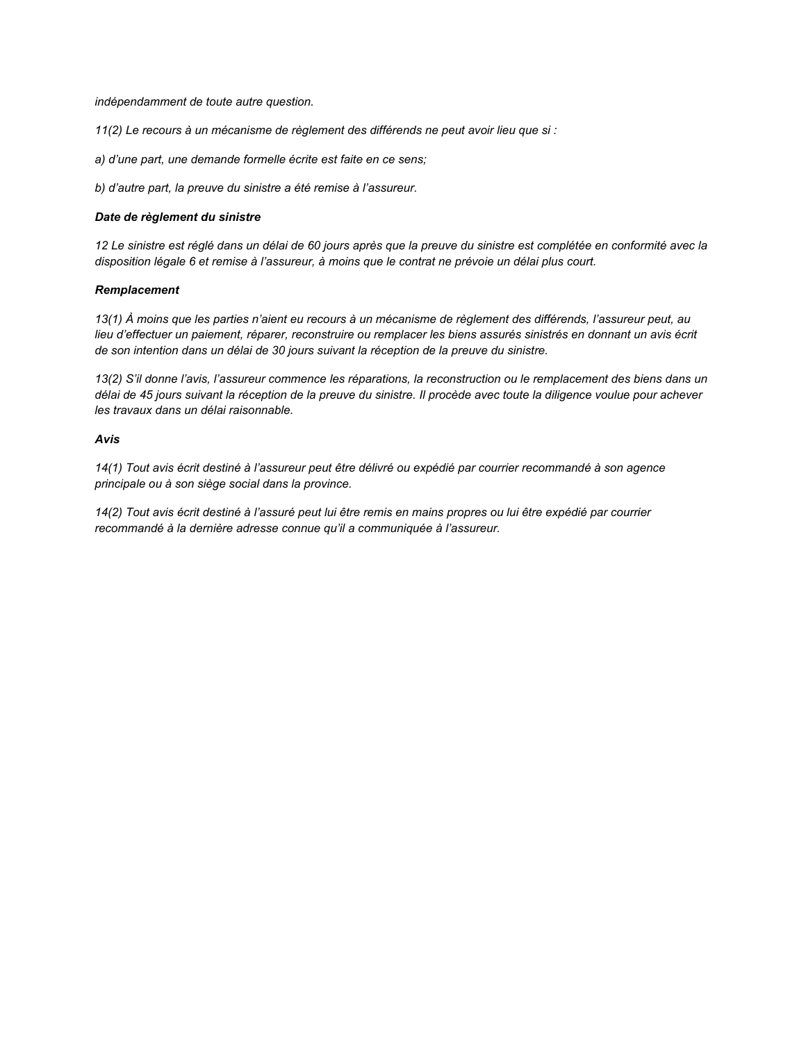*indépendamment de toute autre question.*

*11(2) Le recours à un mécanisme de règlement des différends ne peut avoir lieu que si :*

*a) d'une part, une demande formelle écrite est faite en ce sens;*

*b) d'autre part, la preuve du sinistre a été remise à l'assureur.*

***Date de règlement du sinistre***

*12 Le sinistre est réglé dans un délai de 60 jours après que la preuve du sinistre est complétée en conformité avec la disposition légale 6 et remise à l'assureur, à moins que le contrat ne prévoie un délai plus court.*

***Remplacement***

*13(1) À moins que les parties n'aient eu recours à un mécanisme de règlement des différends, l'assureur peut, au lieu d'effectuer un paiement, réparer, reconstruire ou remplacer les biens assurés sinistrés en donnant un avis écrit de son intention dans un délai de 30 jours suivant la réception de la preuve du sinistre.*

*13(2) S'il donne l'avis, l'assureur commence les réparations, la reconstruction ou le remplacement des biens dans un délai de 45 jours suivant la réception de la preuve du sinistre. Il procède avec toute la diligence voulue pour achever les travaux dans un délai raisonnable.*

***Avis***

*14(1) Tout avis écrit destiné à l'assureur peut être délivré ou expédié par courrier recommandé à son agence principale ou à son siège social dans la province.*

*14(2) Tout avis écrit destiné à l'assuré peut lui être remis en mains propres ou lui être expédié par courrier recommandé à la dernière adresse connue qu'il a communiquée à l'assureur.*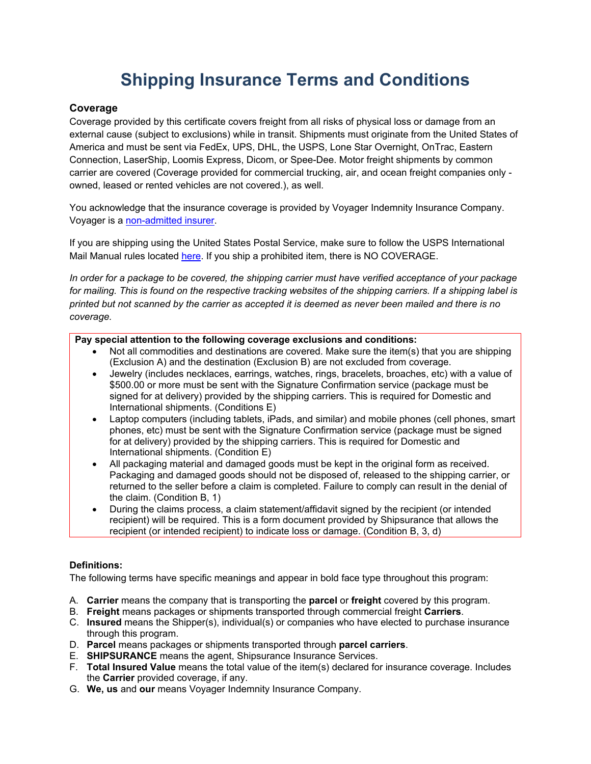# Shipping Insurance Terms and Conditions

### Coverage

Coverage provided by this certificate covers freight from all risks of physical loss or damage from an external cause (subject to exclusions) while in transit. Shipments must originate from the United States of America and must be sent via FedEx, UPS, DHL, the USPS, Lone Star Overnight, OnTrac, Eastern Connection, LaserShip, Loomis Express, Dicom, or Spee-Dee. Motor freight shipments by common carrier are covered (Coverage provided for commercial trucking, air, and ocean freight companies only - owned, leased or rented vehicles are not covered.), as well.

You acknowledge that the insurance coverage is provided by Voyager Indemnity Insurance Company. Voyager is a non-admitted insurer.

If you are shipping using the United States Postal Service, make sure to follow the USPS International Mail Manual rules located here. If you ship a prohibited item, there is NO COVERAGE.

*In order for a package to be covered, the shipping carrier must have verified acceptance of your package for mailing. This is found on the respective tracking websites of the shipping carriers. If a shipping label is printed but not scanned by the carrier as accepted it is deemed as never been mailed and there is no coverage.*

**Pay special attention to the following coverage exclusions and conditions:**

- Not all commodities and destinations are covered. Make sure the item(s) that you are shipping (Exclusion A) and the destination (Exclusion B) are not excluded from coverage.
- Jewelry (includes necklaces, earrings, watches, rings, bracelets, broaches, etc) with a value of $500.00 or more must be sent with the Signature Confirmation service (package must be signed for at delivery) provided by the shipping carriers. This is required for Domestic and International shipments. (Conditions E)
- Laptop computers (including tablets, iPads, and similar) and mobile phones (cell phones, smart phones, etc) must be sent with the Signature Confirmation service (package must be signed for at delivery) provided by the shipping carriers. This is required for Domestic and International shipments. (Condition E)
- All packaging material and damaged goods must be kept in the original form as received. Packaging and damaged goods should not be disposed of, released to the shipping carrier, or returned to the seller before a claim is completed. Failure to comply can result in the denial of the claim. (Condition B, 1)
- During the claims process, a claim statement/affidavit signed by the recipient (or intended recipient) will be required. This is a form document provided by Shipsurance that allows the recipient (or intended recipient) to indicate loss or damage. (Condition B, 3, d)

**Definitions:**

The following terms have specific meanings and appear in bold face type throughout this program:

A. **Carrier** means the company that is transporting the **parcel** or **freight** covered by this program.
B. **Freight** means packages or shipments transported through commercial freight **Carriers**.
C. **Insured** means the Shipper(s), individual(s) or companies who have elected to purchase insurance through this program.
D. **Parcel** means packages or shipments transported through **parcel carriers**.
E. **SHIPSURANCE** means the agent, Shipsurance Insurance Services.
F. **Total Insured Value** means the total value of the item(s) declared for insurance coverage. Includes the **Carrier** provided coverage, if any.
G. **We, us** and **our** means Voyager Indemnity Insurance Company.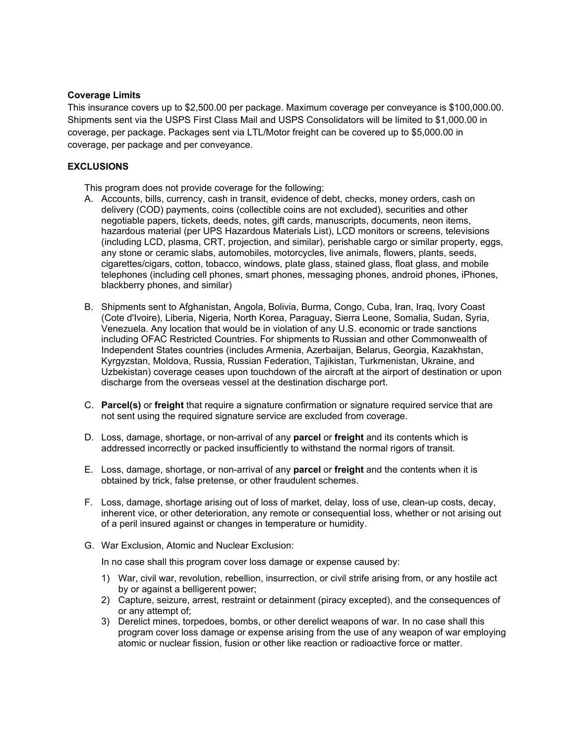**Coverage Limits**

This insurance covers up to $2,500.00 per package. Maximum coverage per conveyance is $100,000.00. Shipments sent via the USPS First Class Mail and USPS Consolidators will be limited to $1,000.00 in coverage, per package. Packages sent via LTL/Motor freight can be covered up to $5,000.00 in coverage, per package and per conveyance.

**EXCLUSIONS**

This program does not provide coverage for the following:

A. Accounts, bills, currency, cash in transit, evidence of debt, checks, money orders, cash on delivery (COD) payments, coins (collectible coins are not excluded), securities and other negotiable papers, tickets, deeds, notes, gift cards, manuscripts, documents, neon items, hazardous material (per UPS Hazardous Materials List), LCD monitors or screens, televisions (including LCD, plasma, CRT, projection, and similar), perishable cargo or similar property, eggs, any stone or ceramic slabs, automobiles, motorcycles, live animals, flowers, plants, seeds, cigarettes/cigars, cotton, tobacco, windows, plate glass, stained glass, float glass, and mobile telephones (including cell phones, smart phones, messaging phones, android phones, iPhones, blackberry phones, and similar)

B. Shipments sent to Afghanistan, Angola, Bolivia, Burma, Congo, Cuba, Iran, Iraq, Ivory Coast (Cote d'Ivoire), Liberia, Nigeria, North Korea, Paraguay, Sierra Leone, Somalia, Sudan, Syria, Venezuela. Any location that would be in violation of any U.S. economic or trade sanctions including OFAC Restricted Countries. For shipments to Russian and other Commonwealth of Independent States countries (includes Armenia, Azerbaijan, Belarus, Georgia, Kazakhstan, Kyrgyzstan, Moldova, Russia, Russian Federation, Tajikistan, Turkmenistan, Ukraine, and Uzbekistan) coverage ceases upon touchdown of the aircraft at the airport of destination or upon discharge from the overseas vessel at the destination discharge port.

C. **Parcel(s)** or **freight** that require a signature confirmation or signature required service that are not sent using the required signature service are excluded from coverage.

D. Loss, damage, shortage, or non-arrival of any **parcel** or **freight** and its contents which is addressed incorrectly or packed insufficiently to withstand the normal rigors of transit.

E. Loss, damage, shortage, or non-arrival of any **parcel** or **freight** and the contents when it is obtained by trick, false pretense, or other fraudulent schemes.

F. Loss, damage, shortage arising out of loss of market, delay, loss of use, clean-up costs, decay, inherent vice, or other deterioration, any remote or consequential loss, whether or not arising out of a peril insured against or changes in temperature or humidity.

G. War Exclusion, Atomic and Nuclear Exclusion:

   In no case shall this program cover loss damage or expense caused by:

   1) War, civil war, revolution, rebellion, insurrection, or civil strife arising from, or any hostile act by or against a belligerent power;
   2) Capture, seizure, arrest, restraint or detainment (piracy excepted), and the consequences of or any attempt of;
   3) Derelict mines, torpedoes, bombs, or other derelict weapons of war. In no case shall this program cover loss damage or expense arising from the use of any weapon of war employing atomic or nuclear fission, fusion or other like reaction or radioactive force or matter.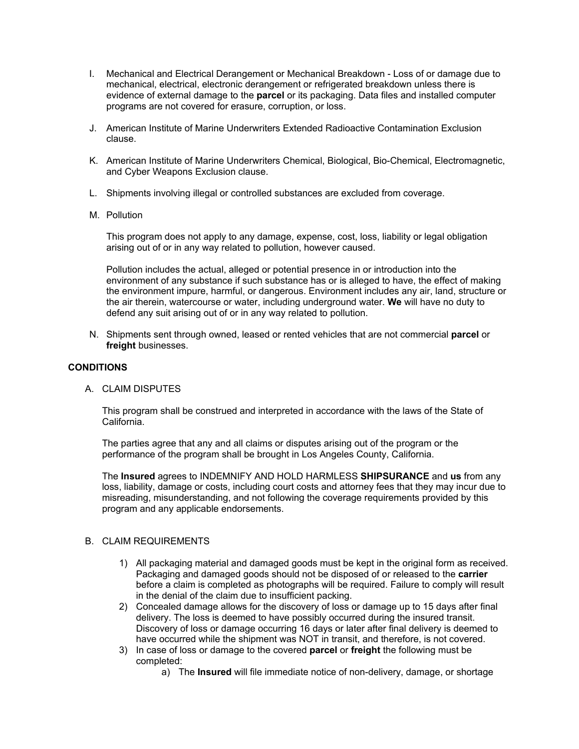I. Mechanical and Electrical Derangement or Mechanical Breakdown - Loss of or damage due to mechanical, electrical, electronic derangement or refrigerated breakdown unless there is evidence of external damage to the **parcel** or its packaging. Data files and installed computer programs are not covered for erasure, corruption, or loss.

J. American Institute of Marine Underwriters Extended Radioactive Contamination Exclusion clause.

K. American Institute of Marine Underwriters Chemical, Biological, Bio-Chemical, Electromagnetic, and Cyber Weapons Exclusion clause.

L. Shipments involving illegal or controlled substances are excluded from coverage.

M. Pollution

This program does not apply to any damage, expense, cost, loss, liability or legal obligation arising out of or in any way related to pollution, however caused.

Pollution includes the actual, alleged or potential presence in or introduction into the environment of any substance if such substance has or is alleged to have, the effect of making the environment impure, harmful, or dangerous. Environment includes any air, land, structure or the air therein, watercourse or water, including underground water. **We** will have no duty to defend any suit arising out of or in any way related to pollution.

N. Shipments sent through owned, leased or rented vehicles that are not commercial **parcel** or **freight** businesses.

## CONDITIONS

A. CLAIM DISPUTES

This program shall be construed and interpreted in accordance with the laws of the State of California.

The parties agree that any and all claims or disputes arising out of the program or the performance of the program shall be brought in Los Angeles County, California.

The **Insured** agrees to INDEMNIFY AND HOLD HARMLESS **SHIPSURANCE** and **us** from any loss, liability, damage or costs, including court costs and attorney fees that they may incur due to misreading, misunderstanding, and not following the coverage requirements provided by this program and any applicable endorsements.

B. CLAIM REQUIREMENTS

1) All packaging material and damaged goods must be kept in the original form as received. Packaging and damaged goods should not be disposed of or released to the **carrier** before a claim is completed as photographs will be required. Failure to comply will result in the denial of the claim due to insufficient packing.
2) Concealed damage allows for the discovery of loss or damage up to 15 days after final delivery. The loss is deemed to have possibly occurred during the insured transit. Discovery of loss or damage occurring 16 days or later after final delivery is deemed to have occurred while the shipment was NOT in transit, and therefore, is not covered.
3) In case of loss or damage to the covered **parcel** or **freight** the following must be completed:
    a) The **Insured** will file immediate notice of non-delivery, damage, or shortage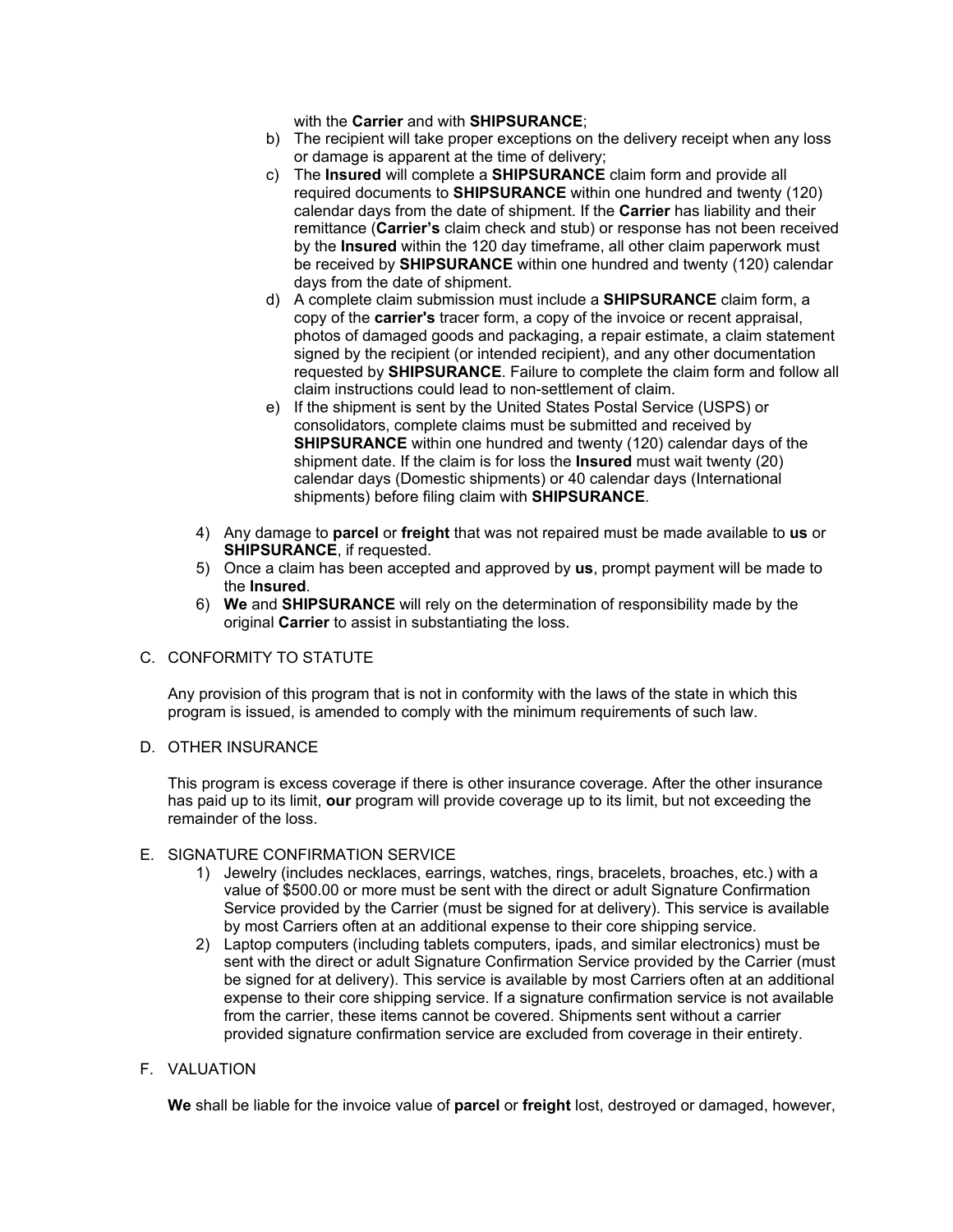with the **Carrier** and with **SHIPSURANCE**;

b) The recipient will take proper exceptions on the delivery receipt when any loss or damage is apparent at the time of delivery;

c) The **Insured** will complete a **SHIPSURANCE** claim form and provide all required documents to **SHIPSURANCE** within one hundred and twenty (120) calendar days from the date of shipment. If the **Carrier** has liability and their remittance (**Carrier's** claim check and stub) or response has not been received by the **Insured** within the 120 day timeframe, all other claim paperwork must be received by **SHIPSURANCE** within one hundred and twenty (120) calendar days from the date of shipment.

d) A complete claim submission must include a **SHIPSURANCE** claim form, a copy of the **carrier's** tracer form, a copy of the invoice or recent appraisal, photos of damaged goods and packaging, a repair estimate, a claim statement signed by the recipient (or intended recipient), and any other documentation requested by **SHIPSURANCE**. Failure to complete the claim form and follow all claim instructions could lead to non-settlement of claim.

e) If the shipment is sent by the United States Postal Service (USPS) or consolidators, complete claims must be submitted and received by **SHIPSURANCE** within one hundred and twenty (120) calendar days of the shipment date. If the claim is for loss the **Insured** must wait twenty (20) calendar days (Domestic shipments) or 40 calendar days (International shipments) before filing claim with **SHIPSURANCE**.

4) Any damage to **parcel** or **freight** that was not repaired must be made available to **us** or **SHIPSURANCE**, if requested.

5) Once a claim has been accepted and approved by **us**, prompt payment will be made to the **Insured**.

6) **We** and **SHIPSURANCE** will rely on the determination of responsibility made by the original **Carrier** to assist in substantiating the loss.

C. CONFORMITY TO STATUTE

Any provision of this program that is not in conformity with the laws of the state in which this program is issued, is amended to comply with the minimum requirements of such law.

D. OTHER INSURANCE

This program is excess coverage if there is other insurance coverage. After the other insurance has paid up to its limit, **our** program will provide coverage up to its limit, but not exceeding the remainder of the loss.

E. SIGNATURE CONFIRMATION SERVICE

1) Jewelry (includes necklaces, earrings, watches, rings, bracelets, broaches, etc.) with a value of $500.00 or more must be sent with the direct or adult Signature Confirmation Service provided by the Carrier (must be signed for at delivery). This service is available by most Carriers often at an additional expense to their core shipping service.

2) Laptop computers (including tablets computers, ipads, and similar electronics) must be sent with the direct or adult Signature Confirmation Service provided by the Carrier (must be signed for at delivery). This service is available by most Carriers often at an additional expense to their core shipping service. If a signature confirmation service is not available from the carrier, these items cannot be covered. Shipments sent without a carrier provided signature confirmation service are excluded from coverage in their entirety.

F. VALUATION

**We** shall be liable for the invoice value of **parcel** or **freight** lost, destroyed or damaged, however,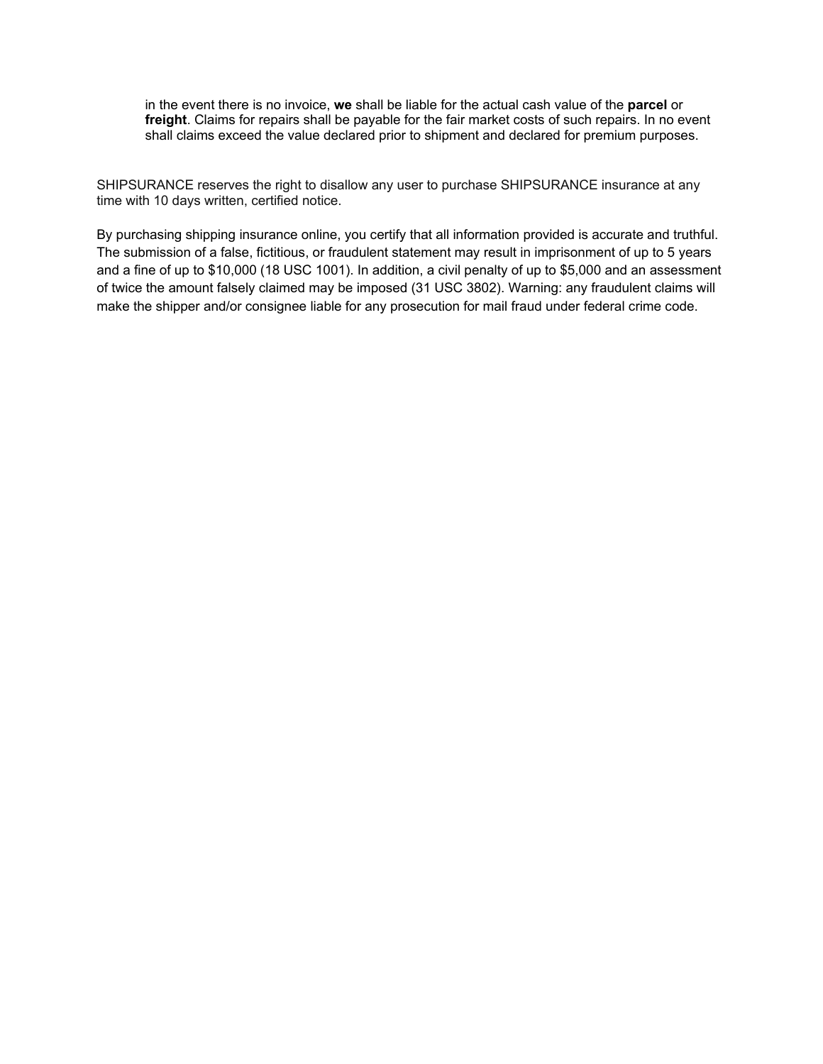in the event there is no invoice, **we** shall be liable for the actual cash value of the **parcel** or **freight**. Claims for repairs shall be payable for the fair market costs of such repairs. In no event shall claims exceed the value declared prior to shipment and declared for premium purposes.

SHIPSURANCE reserves the right to disallow any user to purchase SHIPSURANCE insurance at any time with 10 days written, certified notice.

By purchasing shipping insurance online, you certify that all information provided is accurate and truthful. The submission of a false, fictitious, or fraudulent statement may result in imprisonment of up to 5 years and a fine of up to $10,000 (18 USC 1001). In addition, a civil penalty of up to $5,000 and an assessment of twice the amount falsely claimed may be imposed (31 USC 3802). Warning: any fraudulent claims will make the shipper and/or consignee liable for any prosecution for mail fraud under federal crime code.